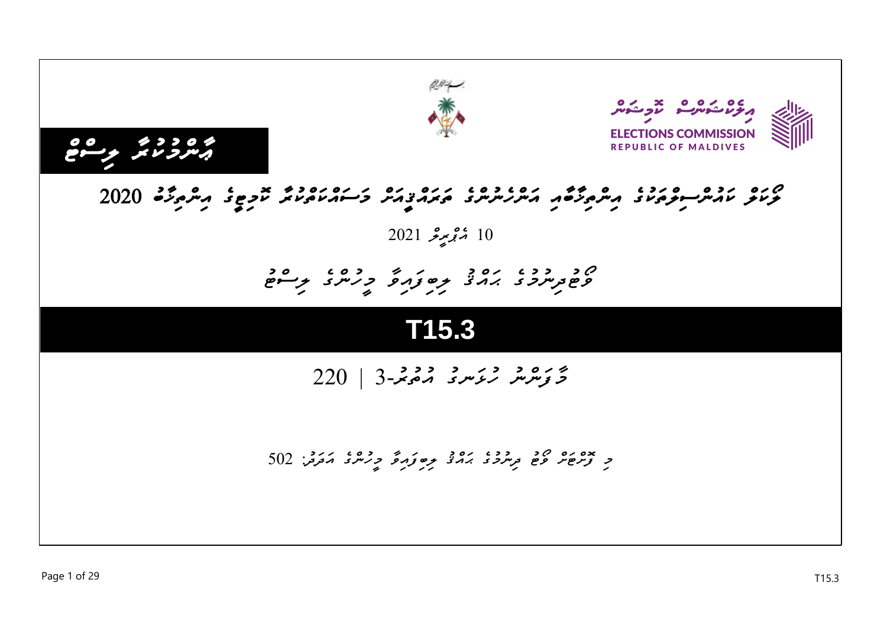އިލެކްޝަންސް ކޮމިޝަން

ELECTIONS COMMISSION
REPUBLIC OF MALDIVES

އަންދާޒާ ލިސްޓް

# ލޯކަލް ކައުންސިލްތަކުގެ އިންތިޚާބާއި އަންހެނުންގެ ތަރައްޤީއަށް މަސައްކަތްކުރާ ކޮމިޓީގެ އިންތިޚާބު 2020

10 އޭޕްރިލް 2021

ވޯޓުދިނުމުގެ ކައުންޓް ލިސްޓުފައިވާ މީހުންގެ ލިސްޓު

# T15.3

## މާފަންނު ހުޅަނގު އުތުރު-3 | 220

މި ފޯރމަށް ވޯޓު ދިނުމުގެ ކައުންޓް ލިސްޓުފައިވާ މީހުންގެ އަދަދު: 502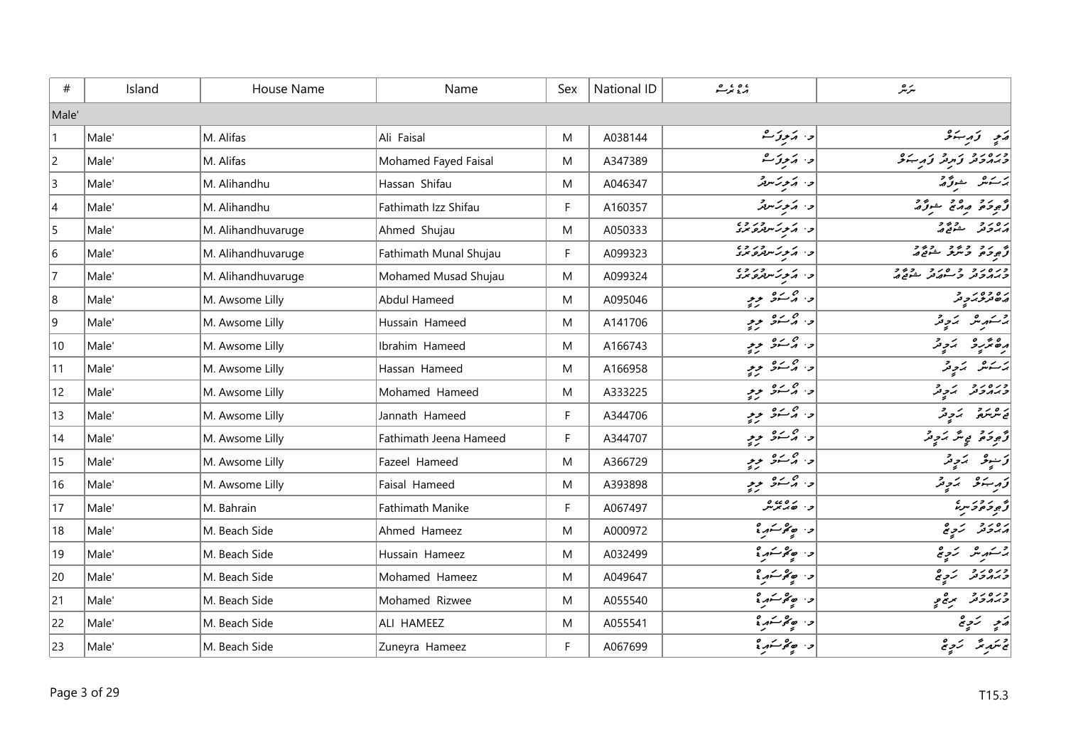| # | Island | House Name | Name | Sex | National ID | ގެއެގެ ނަން | ނަން |
|---|---|---|---|---|---|---|---|
| Male' | | | | | | | |
| 1 | Male' | M. Alifas | Ali Faisal | M | A038144 | މ. އަލިފަސް | އަލި ފައިސަލް |
| 2 | Male' | M. Alifas | Mohamed Fayed Faisal | M | A347389 | މ. އަލިފަސް | މުހައްމަދު ފާއިދު ފައިސަލް |
| 3 | Male' | M. Alihandhu | Hassan Shifau | M | A046347 | މ. އަލިހަނދު | ހަސަން ޝިފާއު |
| 4 | Male' | M. Alihandhu | Fathimath Izz Shifau | F | A160357 | މ. އަލިހަނދު | ފާތިމަތު އިއްޒު ޝިފާއު |
| 5 | Male' | M. Alihandhuvaruge | Ahmed Shujau | M | A050333 | މ. އަލިހަނދުވަރުގެ | އަހުމަދު ޝުޖާއު |
| 6 | Male' | M. Alihandhuvaruge | Fathimath Munal Shujau | F | A099323 | މ. އަލިހަނދުވަރުގެ | ފާތިމަތު މުނާލް ޝުޖާއު |
| 7 | Male' | M. Alihandhuvaruge | Mohamed Musad Shujau | M | A099324 | މ. އަލިހަނދުވަރުގެ | މުހައްމަދު މުސްއަދު ޝުޖާއު |
| 8 | Male' | M. Awsome Lilly | Abdul Hameed | M | A095046 | މ. އޯސަމް ލިލީ | އަބްދުލްހަމީދު |
| 9 | Male' | M. Awsome Lilly | Hussain Hameed | M | A141706 | މ. އޯސަމް ލިލީ | ހުސައިން ހަމީދު |
| 10 | Male' | M. Awsome Lilly | Ibrahim Hameed | M | A166743 | މ. އޯސަމް ލިލީ | އިބްރާހިމް ހަމީދު |
| 11 | Male' | M. Awsome Lilly | Hassan Hameed | M | A166958 | މ. އޯސަމް ލިލީ | ހަސަން ހަމީދު |
| 12 | Male' | M. Awsome Lilly | Mohamed Hameed | M | A333225 | މ. އޯސަމް ލިލީ | މުހައްމަދު ހަމީދު |
| 13 | Male' | M. Awsome Lilly | Jannath Hameed | F | A344706 | މ. އޯސަމް ލިލީ | ޖަންނަތު ހަމީދު |
| 14 | Male' | M. Awsome Lilly | Fathimath Jeena Hameed | F | A344707 | މ. އޯސަމް ލިލީ | ފާތިމަތު ޖީނާ ހަމީދު |
| 15 | Male' | M. Awsome Lilly | Fazeel Hameed | M | A366729 | މ. އޯސަމް ލިލީ | ފަޒީލް ހަމީދު |
| 16 | Male' | M. Awsome Lilly | Faisal Hameed | M | A393898 | މ. އޯސަމް ލިލީ | ފައިސަލް ހަމީދު |
| 17 | Male' | M. Bahrain | Fathimath Manike | F | A067497 | މ. ބަހްރެއިން | ފާތިމަތުމަނިކެ |
| 18 | Male' | M. Beach Side | Ahmed Hameez | M | A000972 | މ. ބީޗްސައިޑް | އަހުމަދު ހަމީޒު |
| 19 | Male' | M. Beach Side | Hussain Hameez | M | A032499 | މ. ބީޗްސައިޑް | ހުސައިން ހަމީޒު |
| 20 | Male' | M. Beach Side | Mohamed Hameez | M | A049647 | މ. ބީޗްސައިޑް | މުހައްމަދު ހަމީޒު |
| 21 | Male' | M. Beach Side | Mohamed Rizwee | M | A055540 | މ. ބީޗްސައިޑް | މުހައްމަދު ރިޒްވީ |
| 22 | Male' | M. Beach Side | ALI HAMEEZ | M | A055541 | މ. ބީޗްސައިޑް | އަލި ހަމީޒު |
| 23 | Male' | M. Beach Side | Zuneyra Hameez | F | A067699 | މ. ބީޗްސައިޑް | ޒުނައިރާ ހަމީޒު |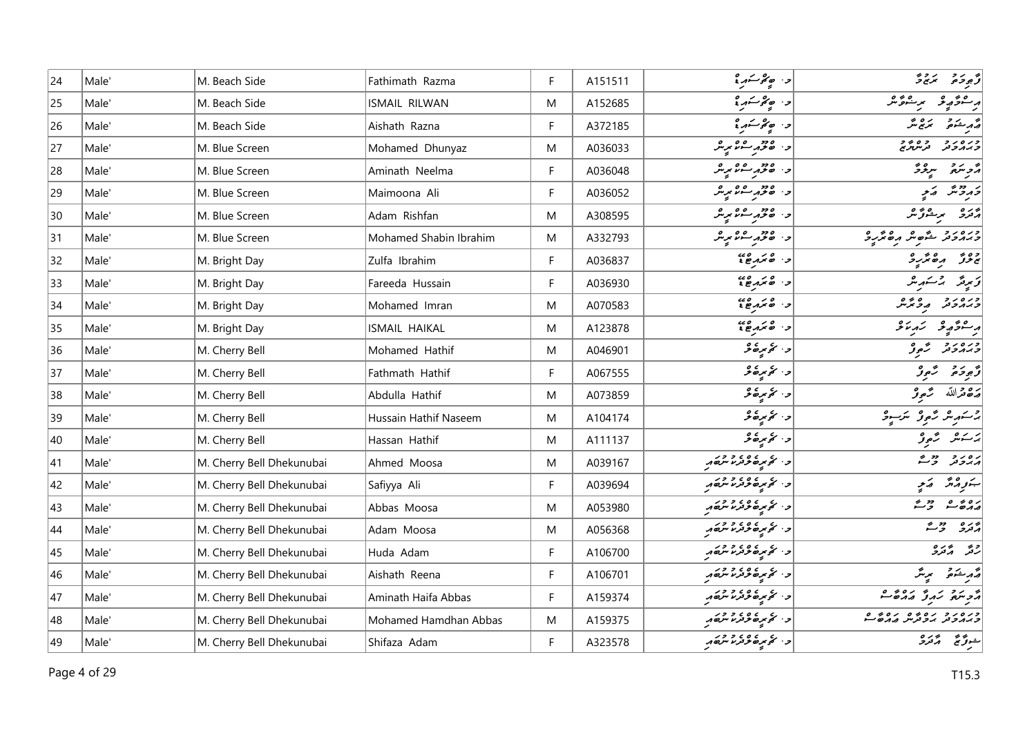| 24 | Male' | M. Beach Side | Fathimath Razma | F | A151511 | މ. ބީޗްސައިޑް | ފާތިމަތު ރަޒްމާ |
|---|---|---|---|---|---|---|---|
| 25 | Male' | M. Beach Side | ISMAIL RILWAN | M | A152685 | މ. ބީޗްސައިޑް | އިސްމާޢީލް ރިލްވާން |
| 26 | Male' | M. Beach Side | Aishath Razna | F | A372185 | މ. ބީޗްސައިޑް | އާއިޝަތު ރަޒްނާ |
| 27 | Male' | M. Blue Screen | Mohamed Dhunyaz | M | A036033 | މ. ބްލޫސްކްރީން | މުޙައްމަދު ދުންޔާޒް |
| 28 | Male' | M. Blue Screen | Aminath Neelma | F | A036048 | މ. ބްލޫސްކްރީން | އާމިނަތު ނީލްމާ |
| 29 | Male' | M. Blue Screen | Maimoona Ali | F | A036052 | މ. ބްލޫސްކްރީން | މައިމޫނާ އަލި |
| 30 | Male' | M. Blue Screen | Adam Rishfan | M | A308595 | މ. ބްލޫސްކްރީން | އާދަމް ރިޝްފާން |
| 31 | Male' | M. Blue Screen | Mohamed Shabin Ibrahim | M | A332793 | މ. ބްލޫސްކްރީން | މުޙައްމަދު ޝާބިން އިބްރާހީމް |
| 32 | Male' | M. Bright Day | Zulfa Ibrahim | F | A036837 | މ. ބްރައިޓްޑޭ | ޒުލްފާ އިބްރާހީމް |
| 33 | Male' | M. Bright Day | Fareeda Hussain | F | A036930 | މ. ބްރައިޓްޑޭ | ފަރީދާ ހުސައިން |
| 34 | Male' | M. Bright Day | Mohamed Imran | M | A070583 | މ. ބްރައިޓްޑޭ | މުޙައްމަދު އިމްރާން |
| 35 | Male' | M. Bright Day | ISMAIL HAIKAL | M | A123878 | މ. ބްރައިޓްޑޭ | އިސްމާޢީލް ހައިކަލް |
| 36 | Male' | M. Cherry Bell | Mohamed Hathif | M | A046901 | މ. ޗެރީބެލް | މުޙައްމަދު ހާތިފް |
| 37 | Male' | M. Cherry Bell | Fathmath Hathif | F | A067555 | މ. ޗެރީބެލް | ފާތިމަތު ހާތިފް |
| 38 | Male' | M. Cherry Bell | Abdulla Hathif | M | A073859 | މ. ޗެރީބެލް | އަބްދުﷲ ހާތިފް |
| 39 | Male' | M. Cherry Bell | Hussain Hathif Naseem | M | A104174 | މ. ޗެރީބެލް | ހުސައިން ހާތިފް ނަސީމް |
| 40 | Male' | M. Cherry Bell | Hassan Hathif | M | A111137 | މ. ޗެރީބެލް | ހަސަން ހާތިފް |
| 41 | Male' | M. Cherry Bell Dhekunubai | Ahmed Moosa | M | A039167 | މ. ޗެރީބެލްދެކުނުބައި | އަޙްމަދު މޫސާ |
| 42 | Male' | M. Cherry Bell Dhekunubai | Safiyya Ali | F | A039694 | މ. ޗެރީބެލްދެކުނުބައި | ސަފިއްޔާ އަލި |
| 43 | Male' | M. Cherry Bell Dhekunubai | Abbas Moosa | M | A053980 | މ. ޗެރީބެލްދެކުނުބައި | އައްބާސް މޫސާ |
| 44 | Male' | M. Cherry Bell Dhekunubai | Adam Moosa | M | A056368 | މ. ޗެރީބެލްދެކުނުބައި | އާދަމް މޫސާ |
| 45 | Male' | M. Cherry Bell Dhekunubai | Huda Adam | F | A106700 | މ. ޗެރީބެލްދެކުނުބައި | ހުދާ އާދަމް |
| 46 | Male' | M. Cherry Bell Dhekunubai | Aishath Reena | F | A106701 | މ. ޗެރީބެލްދެކުނުބައި | އާއިޝަތު ރީނާ |
| 47 | Male' | M. Cherry Bell Dhekunubai | Aminath Haifa Abbas | F | A159374 | މ. ޗެރީބެލްދެކުނުބައި | އާމިނަތު ހައިފާ އައްބާސް |
| 48 | Male' | M. Cherry Bell Dhekunubai | Mohamed Hamdhan Abbas | M | A159375 | މ. ޗެރީބެލްދެކުނުބައި | މުޙައްމަދު ހަމްދާން އައްބާސް |
| 49 | Male' | M. Cherry Bell Dhekunubai | Shifaza Adam | F | A323578 | މ. ޗެރީބެލްދެކުނުބައި | ޝިފާޒާ އާދަމް |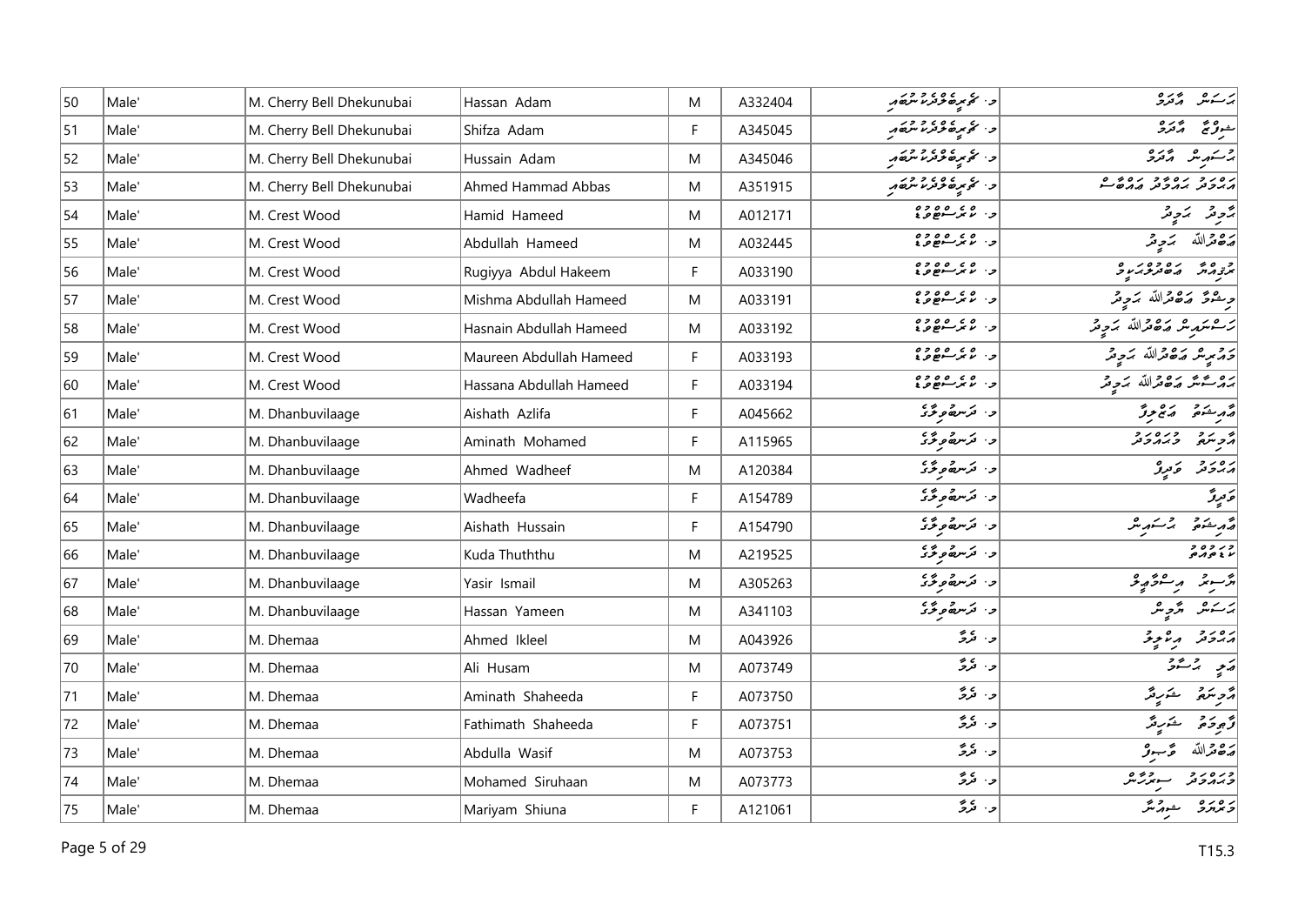| 50 | Male' | M. Cherry Bell Dhekunubai | Hassan Adam | M | A332404 | މ. ޗެރީބެލްދެކުނުބައި | ޙަސަން އާދަމް |
|---|---|---|---|---|---|---|---|
| 51 | Male' | M. Cherry Bell Dhekunubai | Shifza Adam | F | A345045 | މ. ޗެރީބެލްދެކުނުބައި | ޝިފްޒާ އާދަމް |
| 52 | Male' | M. Cherry Bell Dhekunubai | Hussain Adam | M | A345046 | މ. ޗެރީބެލްދެކުނުބައި | ޙުސައިން އާދަމް |
| 53 | Male' | M. Cherry Bell Dhekunubai | Ahmed Hammad Abbas | M | A351915 | މ. ޗެރީބެލްދެކުނުބައި | އަޙްމަދު ހައްމާދު އައްބާސް |
| 54 | Male' | M. Crest Wood | Hamid Hameed | M | A012171 | މ.ކްރެސްޓްވުޑް | ހާމިދު ހަމީދު |
| 55 | Male' | M. Crest Wood | Abdullah Hameed | M | A032445 | މ. ކްރެސްޓްވުޑް | އަބްދުﷲ ހަމީދު |
| 56 | Male' | M. Crest Wood | Rugiyya Abdul Hakeem | F | A033190 | މ. ކްރެސްޓްވުޑް | ރުގިއްޔާ އަބްދުލްޙަކީމް |
| 57 | Male' | M. Crest Wood | Mishma Abdullah Hameed | M | A033191 | މ. ކްރެސްޓްވުޑް | މިޝްމާ އަބްދުﷲ ހަމީދު |
| 58 | Male' | M. Crest Wood | Hasnain Abdullah Hameed | M | A033192 | މ. ކްރެސްޓްވުޑް | ހަސްނައިން އަބްދުﷲ ހަމީދު |
| 59 | Male' | M. Crest Wood | Maureen Abdullah Hameed | F | A033193 | މ. ކްރެސްޓްވުޑް | މައުރީން އަބްދުﷲ ހަމީދު |
| 60 | Male' | M. Crest Wood | Hassana Abdullah Hameed | F | A033194 | މ. ކްރެސްޓްވުޑް | ހައްސާނާ އަބްދުﷲ ހަމީދު |
| 61 | Male' | M. Dhanbuvilaage | Aishath Azlifa | F | A045662 | މ. ދަނބުވިލާގެ | އާއިޝަތު އަޒްލިފާ |
| 62 | Male' | M. Dhanbuvilaage | Aminath Mohamed | F | A115965 | މ. ދަނބުވިލާގެ | އާމިނަތު މުޙައްމަދު |
| 63 | Male' | M. Dhanbuvilaage | Ahmed Wadheef | M | A120384 | މ. ދަނބުވިލާގެ | އަޙްމަދު ވަދީފް |
| 64 | Male' | M. Dhanbuvilaage | Wadheefa | F | A154789 | މ. ދަނބުވިލާގެ | ވަދީފާ |
| 65 | Male' | M. Dhanbuvilaage | Aishath Hussain | F | A154790 | މ. ދަނބުވިލާގެ | އާއިޝަތު ޙުސައިން |
| 66 | Male' | M. Dhanbuvilaage | Kuda Thuththu | M | A219525 | މ. ދަނބުވިލާގެ | ކުޑަތުއްތު |
| 67 | Male' | M. Dhanbuvilaage | Yasir Ismail | M | A305263 | މ. ދަނބުވިލާގެ | ޔާސިރު އިސްމާއީލް |
| 68 | Male' | M. Dhanbuvilaage | Hassan Yameen | M | A341103 | މ. ދަނބުވިލާގެ | ޙަސަން ޔާމީން |
| 69 | Male' | M. Dhemaa | Ahmed Ikleel | M | A043926 | މ. ދެމާ | އަޙްމަދު އިކްލީލް |
| 70 | Male' | M. Dhemaa | Ali Husam | M | A073749 | މ. ދެމާ | އަލި ޙުސާމް |
| 71 | Male' | M. Dhemaa | Aminath Shaheeda | F | A073750 | މ. ދެމާ | އާމިނަތު ޝަހީދާ |
| 72 | Male' | M. Dhemaa | Fathimath Shaheeda | F | A073751 | މ. ދެމާ | ފާތިމަތު ޝަހީދާ |
| 73 | Male' | M. Dhemaa | Abdulla Wasif | M | A073753 | މ. ދެމާ | އަބްދުﷲ ވާސިފް |
| 74 | Male' | M. Dhemaa | Mohamed Siruhaan | M | A073773 | މ. ދެމާ | މުޙައްމަދު ސިރުހާން |
| 75 | Male' | M. Dhemaa | Mariyam Shiuna | F | A121061 | މ. ދެމާ | މަރިޔަމް ޝިއުނާ |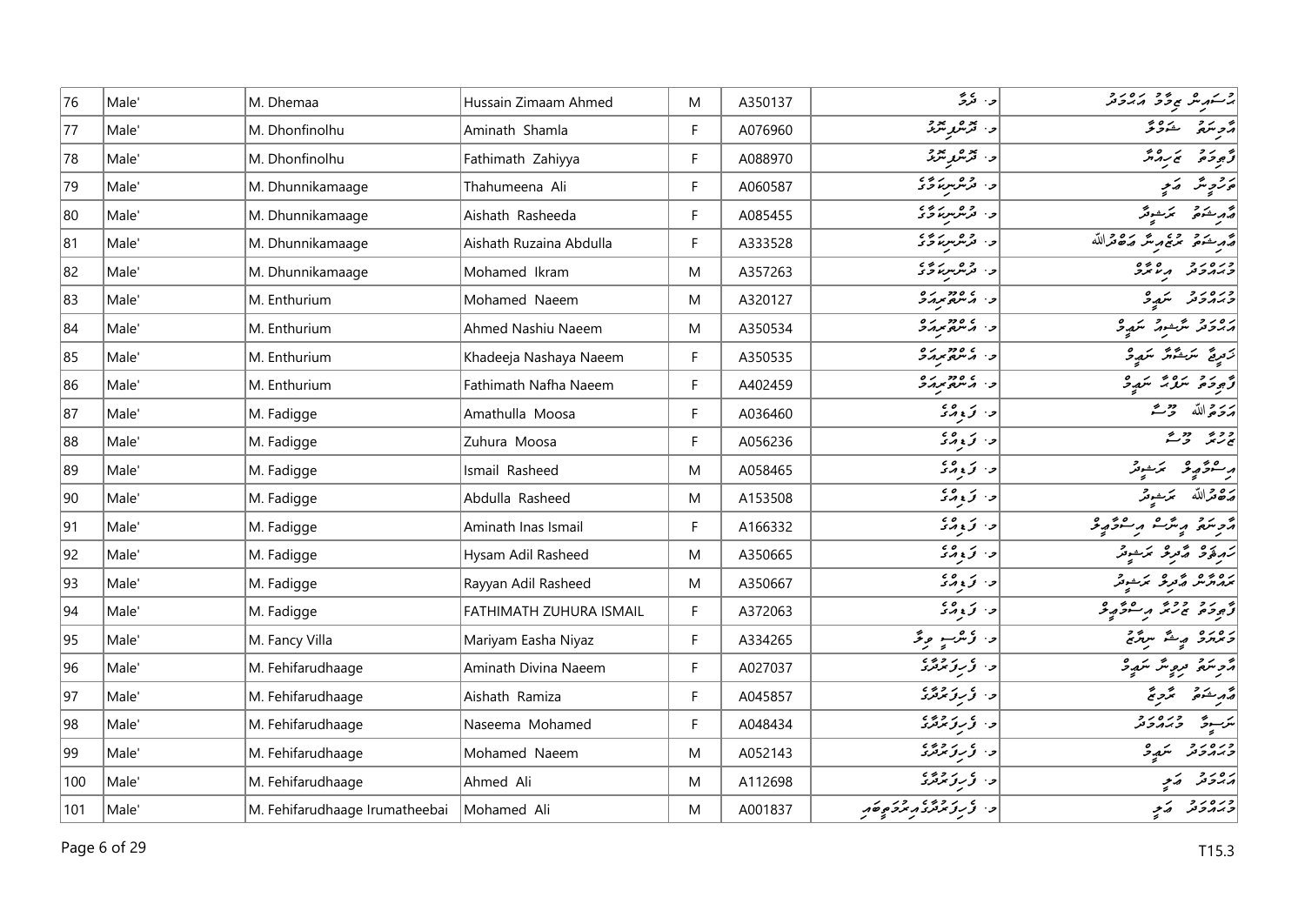| 76 | Male' | M. Dhemaa | Hussain Zimaam Ahmed | M | A350137 | މ. ދެމާ | ޙުސައިން ޒިމާމް އަޙްމަދު |
|---|---|---|---|---|---|---|---|
| 77 | Male' | M. Dhonfinolhu | Aminath Shamla | F | A076960 | މ. ދޮންފިނޮޅު | އާމިނަތު ޝަމްލާ |
| 78 | Male' | M. Dhonfinolhu | Fathimath Zahiyya | F | A088970 | މ. ދޮންފިނޮޅު | ފާތިމަތު ޒަހިއްޔާ |
| 79 | Male' | M. Dhunnikamaage | Thahumeena Ali | F | A060587 | މ. ދުންނިކަމާގެ | ތަހުމީނާ އަލި |
| 80 | Male' | M. Dhunnikamaage | Aishath Rasheeda | F | A085455 | މ. ދުންނިކަމާގެ | އާއިޝަތު ރަޝީދާ |
| 81 | Male' | M. Dhunnikamaage | Aishath Ruzaina Abdulla | F | A333528 | މ. ދުންނިކަމާގެ | އާއިޝަތު ރުޒައިނާ އަބްދުﷲ |
| 82 | Male' | M. Dhunnikamaage | Mohamed Ikram | M | A357263 | މ. ދުންނިކަމާގެ | މުޙައްމަދު އިކްރާމް |
| 83 | Male' | M. Enthurium | Mohamed Naeem | M | A320127 | މ. އެންތޫރިއަމް | މުޙައްމަދު ނަޢީމް |
| 84 | Male' | M. Enthurium | Ahmed Nashiu Naeem | M | A350534 | މ. އެންތޫރިއަމް | އަޙްމަދު ނާޝިއު ނަޢީމް |
| 85 | Male' | M. Enthurium | Khadeeja Nashaya Naeem | F | A350535 | މ. އެންތޫރިއަމް | ޚަދީޖާ ނަޝާޔާ ނަޢީމް |
| 86 | Male' | M. Enthurium | Fathimath Nafha Naeem | F | A402459 | މ. އެންތޫރިއަމް | ފާތިމަތު ނަފްހާ ނަޢީމް |
| 87 | Male' | M. Fadigge | Amathulla Moosa | F | A036460 | މ. ފަދިއްގެ | އަމަތުﷲ މޫސާ |
| 88 | Male' | M. Fadigge | Zuhura Moosa | F | A056236 | މ. ފަދިއްގެ | ޒުހުރާ މޫސާ |
| 89 | Male' | M. Fadigge | Ismail Rasheed | M | A058465 | މ. ފަދިއްގެ | އިސްމާޢީލް ރަޝީދު |
| 90 | Male' | M. Fadigge | Abdulla Rasheed | M | A153508 | މ. ފަދިއްގެ | އަބްދުﷲ ރަޝީދު |
| 91 | Male' | M. Fadigge | Aminath Inas Ismail | F | A166332 | މ. ފަދިއްގެ | އާމިނަތު އިނާސް އިސްމާޢީލް |
| 92 | Male' | M. Fadigge | Hysam Adil Rasheed | M | A350665 | މ. ފަދިއްގެ | ހައިސަމް އާދިލް ރަޝީދު |
| 93 | Male' | M. Fadigge | Rayyan Adil Rasheed | M | A350667 | މ. ފަދިއްގެ | ރައްޔާން އާދިލް ރަޝީދު |
| 94 | Male' | M. Fadigge | FATHIMATH ZUHURA ISMAIL | F | A372063 | މ. ފަދިއްގެ | ފާތިމަތު ޒުހުރާ އިސްމާޢީލް |
| 95 | Male' | M. Fancy Villa | Mariyam Easha Niyaz | F | A334265 | މ. ފެންސީ ވިލާ | މަރިޔަމް އީޝާ ނިޔާޒު |
| 96 | Male' | M. Fehifarudhaage | Aminath Divina Naeem | F | A027037 | މ. ފެހިފަރުދާގެ | އާމިނަތު ދިވިނާ ނަޢީމް |
| 97 | Male' | M. Fehifarudhaage | Aishath Ramiza | F | A045857 | މ. ފެހިފަރުދާގެ | އާއިޝަތު ރާމިޒާ |
| 98 | Male' | M. Fehifarudhaage | Naseema Mohamed | F | A048434 | މ. ފެހިފަރުދާގެ | ނަސީމާ މުޙައްމަދު |
| 99 | Male' | M. Fehifarudhaage | Mohamed Naeem | M | A052143 | މ. ފެހިފަރުދާގެ | މުޙައްމަދު ނަޢީމް |
| 100 | Male' | M. Fehifarudhaage | Ahmed Ali | M | A112698 | މ. ފެހިފަރުދާގެ | އަޙްމަދު އަލި |
| 101 | Male' | M. Fehifarudhaage Irumatheebai | Mohamed Ali | M | A001837 | މ. ފެހިފަރުދާގެ އިރުމަތީބައި | މުޙައްމަދު އަލި |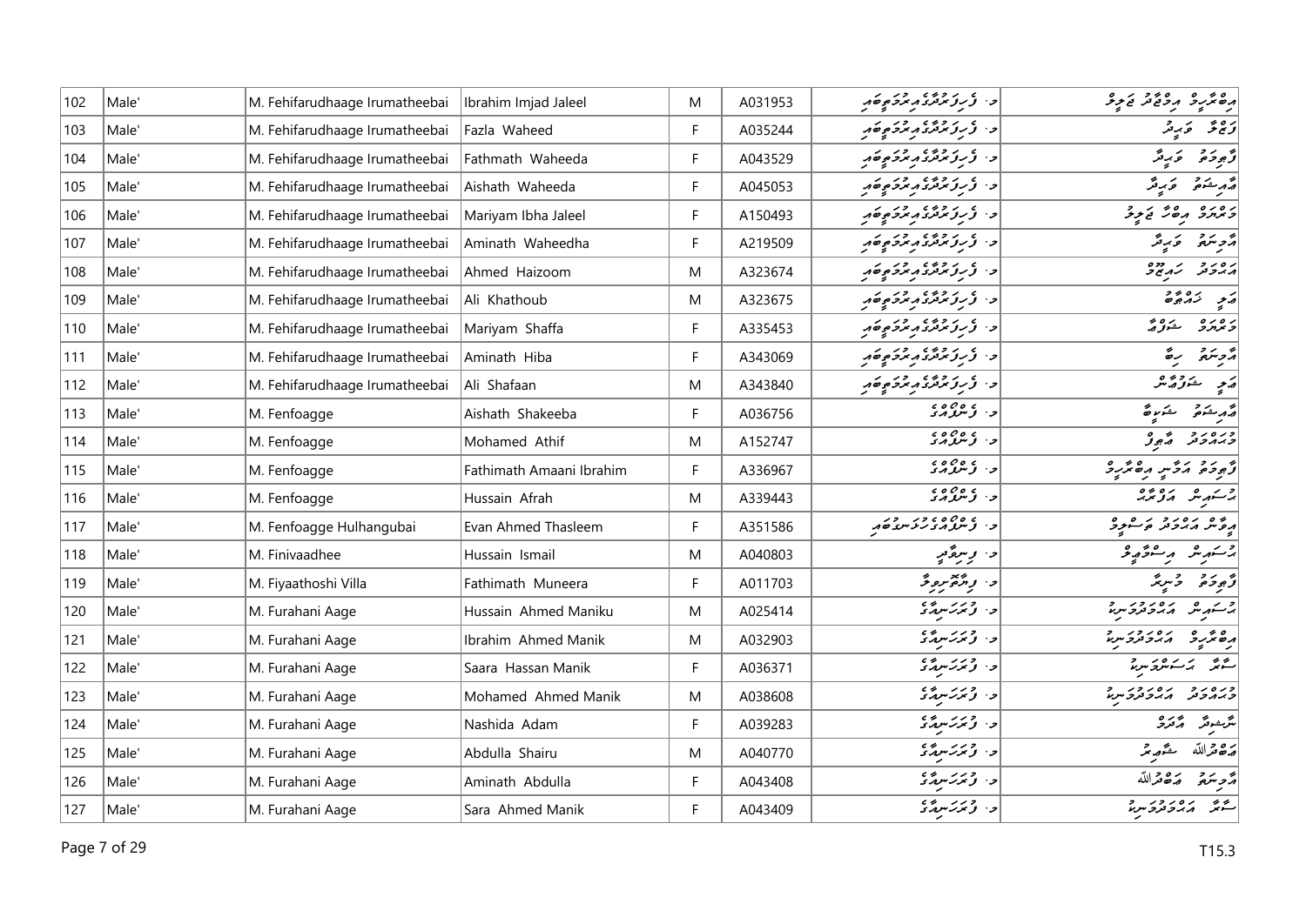| 102 | Male' | M. Fehifarudhaage Irumatheebai | Ibrahim Imjad Jaleel | M | A031953 | މ. ފެހިފަރުދާގެ އިރުމަތީބައި | އިބްރާހިމް އިމްޖާދު ޖަލީލް |
|---|---|---|---|---|---|---|---|
| 103 | Male' | M. Fehifarudhaage Irumatheebai | Fazla Waheed | F | A035244 | މ. ފެހިފަރުދާގެ އިރުމަތީބައި | ފަޟްލާ ވަހީދު |
| 104 | Male' | M. Fehifarudhaage Irumatheebai | Fathmath Waheeda | F | A043529 | މ. ފެހިފަރުދާގެ އިރުމަތީބައި | ފާތިމަތު ވަހީދާ |
| 105 | Male' | M. Fehifarudhaage Irumatheebai | Aishath Waheeda | F | A045053 | މ. ފެހިފަރުދާގެ އިރުމަތީބައި | އާއިޝަތު ވަހީދާ |
| 106 | Male' | M. Fehifarudhaage Irumatheebai | Mariyam Ibha Jaleel | F | A150493 | މ. ފެހިފަރުދާގެ އިރުމަތީބައި | މަރިޔަމް އިބްހާ ޖަލީލް |
| 107 | Male' | M. Fehifarudhaage Irumatheebai | Aminath Waheedha | F | A219509 | މ. ފެހިފަރުދާގެ އިރުމަތީބައި | އާމިނަތު ވަހީދާ |
| 108 | Male' | M. Fehifarudhaage Irumatheebai | Ahmed Haizoom | M | A323674 | މ. ފެހިފަރުދާގެ އިރުމަތީބައި | އަހުމަދު ހައިޒޫމް |
| 109 | Male' | M. Fehifarudhaage Irumatheebai | Ali Khathoub | M | A323675 | މ. ފެހިފަރުދާގެ އިރުމަތީބައި | އަލީ ޚައްތޫބް |
| 110 | Male' | M. Fehifarudhaage Irumatheebai | Mariyam Shaffa | F | A335453 | މ. ފެހިފަރުދާގެ އިރުމަތީބައި | މަރިޔަމް ޝައްފާ |
| 111 | Male' | M. Fehifarudhaage Irumatheebai | Aminath Hiba | F | A343069 | މ. ފެހިފަރުދާގެ އިރުމަތީބައި | އާމިނަތު ހިބާ |
| 112 | Male' | M. Fehifarudhaage Irumatheebai | Ali Shafaan | M | A343840 | މ. ފެހިފަރުދާގެ އިރުމަތީބައި | އަލީ ޝަފާއަން |
| 113 | Male' | M. Fenfoagge | Aishath Shakeeba | F | A036756 | މ. ފެންފޯގެ | އާއިޝަތު ޝަކީބާ |
| 114 | Male' | M. Fenfoagge | Mohamed Athif | M | A152747 | މ. ފެންފޯގެ | މުހައްމަދު އާތިފް |
| 115 | Male' | M. Fenfoagge | Fathimath Amaani Ibrahim | F | A336967 | މ. ފެންފޯގެ | ފާތިމަތު އަމާނީ އިބްރާހިމް |
| 116 | Male' | M. Fenfoagge | Hussain Afrah | M | A339443 | މ. ފެންފޯގެ | ހުސައިން އަފްރާހް |
| 117 | Male' | M. Fenfoagge Hulhangubai | Evan Ahmed Thasleem | F | A351586 | މ. ފެންފޯގެ ހުޅަނގުބައި | އީވާން އަހުމަދު ތަސްލީމް |
| 118 | Male' | M. Finivaadhee | Hussain Ismail | M | A040803 | މ. ފިނިވާދީ | ހުސައިން އިސްމާއީލް |
| 119 | Male' | M. Fiyaathoshi Villa | Fathimath Muneera | F | A011703 | މ. ފިޔާތޮށިވިލާ | ފާތިމަތު މުނީރާ |
| 120 | Male' | M. Furahani Aage | Hussain Ahmed Maniku | M | A025414 | މ. ފުރަހަނިއާގެ | ހުސައިން އަހުމަދުމަނިކު |
| 121 | Male' | M. Furahani Aage | Ibrahim Ahmed Manik | M | A032903 | މ. ފުރަހަނިއާގެ | އިބްރާހިމް އަހުމަދުމަނިކު |
| 122 | Male' | M. Furahani Aage | Saara Hassan Manik | F | A036371 | މ. ފުރަހަނިއާގެ | ސާރާ ހަސަންމަނިކު |
| 123 | Male' | M. Furahani Aage | Mohamed Ahmed Manik | M | A038608 | މ. ފުރަހަނިއާގެ | މުހައްމަދު އަހުމަދުމަނިކު |
| 124 | Male' | M. Furahani Aage | Nashida Adam | F | A039283 | މ. ފުރަހަނިއާގެ | ނާޝިދާ އާދަމް |
| 125 | Male' | M. Furahani Aage | Abdulla Shairu | M | A040770 | މ. ފުރަހަނިއާގެ | އަބްދުﷲ ޝާއިރު |
| 126 | Male' | M. Furahani Aage | Aminath Abdulla | F | A043408 | މ. ފުރަހަނިއާގެ | އާމިނަތު އަބްދުﷲ |
| 127 | Male' | M. Furahani Aage | Sara Ahmed Manik | F | A043409 | މ. ފުރަހަނިއާގެ | ސާރާ އަހުމަދުމަނިކު |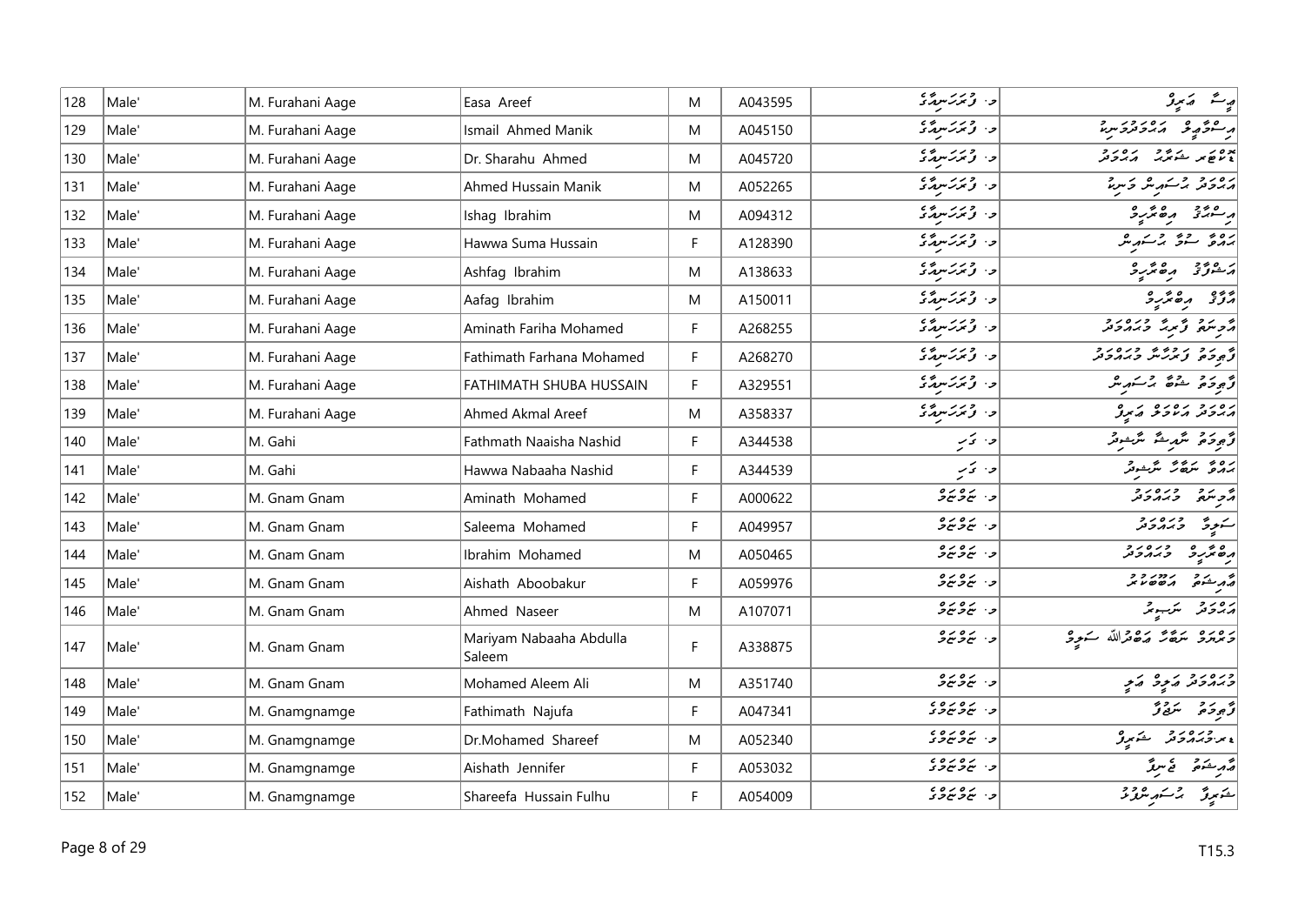| 128 | Male' | M. Furahani Aage | Easa Areef | M | A043595 | م. ژىرَرَسِرْهُ ى | مِسَّهُ مَبِرُوْ |
|---|---|---|---|---|---|---|---|
| 129 | Male' | M. Furahani Aage | Ismail Ahmed Manik | M | A045150 | م. ژىرَرَسِرْهُ ى | مِسْوَمِيلْ مَدْدَوْدِرَسِرْ |
| 130 | Male' | M. Furahani Aage | Dr. Sharahu Ahmed | M | A045720 | م. ژىرَرَسِرْهُ ى | ڈاکٹر شَرَحُ مَدْدَوْ |
| 131 | Male' | M. Furahani Aage | Ahmed Hussain Manik | M | A052265 | م. ژىرَرَسِرْهُ ى | مَدْدَوْ بُرْسَرِسْ وَسِرْ |
| 132 | Male' | M. Furahani Aage | Ishag Ibrahim | M | A094312 | م. ژىرَرَسِرْهُ ى | مِسْمَرْتْ مِرْهُبَرِوْ |
| 133 | Male' | M. Furahani Aage | Hawwa Suma Hussain | F | A128390 | م. ژىرَرَسِرْهُ ى | بَرْمَرْ سُرْ بُرْسَرِسْ |
| 134 | Male' | M. Furahani Aage | Ashfag Ibrahim | M | A138633 | م. ژىرَرَسِرْهُ ى | مَسْوَتُرْ مِرْهُبَرِوْ |
| 135 | Male' | M. Furahani Aage | Aafag Ibrahim | M | A150011 | م. ژىرَرَسِرْهُ ى | مُرَرْتْ مِرْهُبَرِوْ |
| 136 | Male' | M. Furahani Aage | Aminath Fariha Mohamed | F | A268255 | م. ژىرَرَسِرْهُ ى | مُرْسَرْهُ رُبِرُ وَبَرْمَدَوْ |
| 137 | Male' | M. Furahani Aage | Fathimath Farhana Mohamed | F | A268270 | م. ژىرَرَسِرْهُ ى | رُمِرَوْ رَبُرْسَرْ وَبَرْمَدَوْ |
| 138 | Male' | M. Furahani Aage | FATHIMATH SHUBA HUSSAIN | F | A329551 | م. ژىرَرَسِرْهُ ى | رُمِرَوْ سُرْهُ بُرْسَرِسْ |
| 139 | Male' | M. Furahani Aage | Ahmed Akmal Areef | M | A358337 | م. ژىرَرَسِرْهُ ى | مَدْدَوْ مَرْمَوْ مَبِرُوْ |
| 140 | Male' | M. Gahi | Fathmath Naaisha Nashid | F | A344538 | م. دَرِ | رُمِرَوْ سُرِسُّ سُرْسُوِرْ |
| 141 | Male' | M. Gahi | Hawwa Nabaaha Nashid | F | A344539 | م. دَرِ | بَرْمَرْ سَرَهُرُ سُرْسُوِرْ |
| 142 | Male' | M. Gnam Gnam | Aminath Mohamed | F | A000622 | م. سُرْدُسُرْدُ | مُرْسَرْهُ وَبَرْمَدَوْ |
| 143 | Male' | M. Gnam Gnam | Saleema Mohamed | F | A049957 | م. سُرْدُسُرْدُ | سَوِرْ وَبَرْمَدَوْ |
| 144 | Male' | M. Gnam Gnam | Ibrahim Mohamed | M | A050465 | م. سُرْدُسُرْدُ | مِرْهُبَرِوْ وَبَرْمَدَوْ |
| 145 | Male' | M. Gnam Gnam | Aishath Aboobakur | F | A059976 | م. سُرْدُسُرْدُ | مُرِسْوَرْ مَرْهُوْمَرْ |
| 146 | Male' | M. Gnam Gnam | Ahmed Naseer | M | A107071 | م. سُرْدُسُرْدُ | مَدْدَوْ سَرَسِيْرْ |
| 147 | Male' | M. Gnam Gnam | Mariyam Nabaaha Abdulla Saleem | F | A338875 | م. سُرْدُسُرْدُ | وَبُرْبَرْ سَرَهُرُ مَرْهُوْرُاللَّه سَوِرْ |
| 148 | Male' | M. Gnam Gnam | Mohamed Aleem Ali | M | A351740 | م. سُرْدُسُرْدُ | وَبَرْمَدَوْ مَوِرْ مَرِ |
| 149 | Male' | M. Gnamgnamge | Fathimath Najufa | F | A047341 | م. سُرْدُسُرْدُوْ | رُمِرَوْ سَرَوْرُ |
| 150 | Male' | M. Gnamgnamge | Dr.Mohamed Shareef | M | A052340 | م. سُرْدُسُرْدُوْ | ڈاکٹر وَبَرْمَدَوْ سُوَبِرُوْ |
| 151 | Male' | M. Gnamgnamge | Aishath Jennifer | F | A053032 | م. سُرْدُسُرْدُوْ | مُرِسْوَرْ جِسِرُ |
| 152 | Male' | M. Gnamgnamge | Shareefa Hussain Fulhu | F | A054009 | م. سُرْدُسُرْدُوْ | سُوَبِرُ بُرْسَرِسْرُوْ |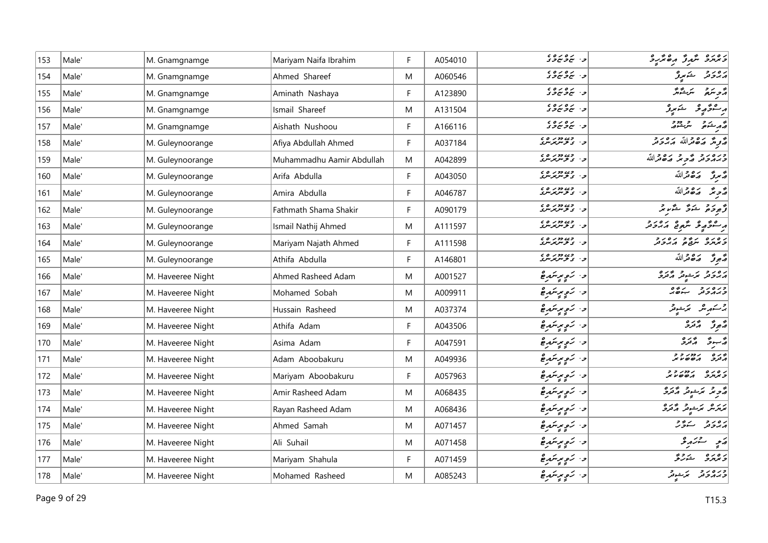| 153 | Male' | M. Gnamgnamge | Mariyam Naifa Ibrahim | F | A054010 | މ. ޏަމްޏަމްގެ | މަރިޔަމް ނާއިފާ އިބްރާހީމް |
|---|---|---|---|---|---|---|---|
| 154 | Male' | M. Gnamgnamge | Ahmed Shareef | M | A060546 | މ. ޏަމްޏަމްގެ | އަހުމަދު ޝަރީފް |
| 155 | Male' | M. Gnamgnamge | Aminath Nashaya | F | A123890 | މ. ޏަމްޏަމްގެ | އާމިނަތު ނަޝާޔާ |
| 156 | Male' | M. Gnamgnamge | Ismail Shareef | M | A131504 | މ. ޏަމްޏަމްގެ | އިސްމާއީލް ޝަރީފް |
| 157 | Male' | M. Gnamgnamge | Aishath Nushoou | F | A166116 | މ. ޏަމްޏަމްގެ | އާއިޝަތު ނުޝޫއު |
| 158 | Male' | M. Guleynoorange | Afiya Abdullah Ahmed | F | A037184 | މ. ގުލޭނޫރަންގެ | އާފިޔާ އަބްދުالله އަހުމަދު |
| 159 | Male' | M. Guleynoorange | Muhammadhu Aamir Abdullah | M | A042899 | މ. ގުލޭނޫރަންގެ | މުޙައްމަދު އާމިރު އަބްދުالله |
| 160 | Male' | M. Guleynoorange | Arifa Abdulla | F | A043050 | މ. ގުލޭނޫރަންގެ | އާރިފާ އަބްދުالله |
| 161 | Male' | M. Guleynoorange | Amira Abdulla | F | A046787 | މ. ގުލޭނޫރަންގެ | އާމިރާ އަބްދުالله |
| 162 | Male' | M. Guleynoorange | Fathmath Shama Shakir | F | A090179 | މ. ގުލޭނޫރަންގެ | ފާތިމަތު ޝަމާ ޝާކިރު |
| 163 | Male' | M. Guleynoorange | Ismail Nathij Ahmed | M | A111597 | މ. ގުލޭނޫރަންގެ | އިސްމާއީލް ނާތިޖް އަހުމަދު |
| 164 | Male' | M. Guleynoorange | Mariyam Najath Ahmed | F | A111598 | މ. ގުލޭނޫރަންގެ | މަރިޔަމް ނަޖާތު އަހުމަދު |
| 165 | Male' | M. Guleynoorange | Athifa Abdulla | F | A146801 | މ. ގުލޭނޫރަންގެ | އާތިފާ އަބްދުالله |
| 166 | Male' | M. Haveeree Night | Ahmed Rasheed Adam | M | A001527 | މ. ހަވީރީނައިޓް | އަހުމަދު ރަޝީދު އާދަމް |
| 167 | Male' | M. Haveeree Night | Mohamed Sobah | M | A009911 | މ. ހަވީރީނައިޓް | މުހައްމަދު ސަބާހް |
| 168 | Male' | M. Haveeree Night | Hussain Rasheed | M | A037374 | މ. ހަވީރީނައިޓް | ހުސައިން ރަޝީދު |
| 169 | Male' | M. Haveeree Night | Athifa Adam | F | A043506 | މ. ހަވީރީނައިޓް | އާތިފާ އާދަމް |
| 170 | Male' | M. Haveeree Night | Asima Adam | F | A047591 | މ. ހަވީރީނައިޓް | އާސިމާ އާދަމް |
| 171 | Male' | M. Haveeree Night | Adam Aboobakuru | M | A049936 | މ. ހަވީރީނައިޓް | އާދަމް އަބޫބަކުރު |
| 172 | Male' | M. Haveeree Night | Mariyam Aboobakuru | F | A057963 | މ. ހަވީރީނައިޓް | މަރިޔަމް އަބޫބަކުރު |
| 173 | Male' | M. Haveeree Night | Amir Rasheed Adam | M | A068435 | މ. ހަވީރީނައިޓް | އާމިރު ރަޝީދު އާދަމް |
| 174 | Male' | M. Haveeree Night | Rayan Rasheed Adam | M | A068436 | މ. ހަވީރީނައިޓް | ރަޔަން ރަޝީދު އާދަމް |
| 175 | Male' | M. Haveeree Night | Ahmed Samah | M | A071457 | މ. ހަވީރީނައިޓް | އަހުމަދު ސަމާހް |
| 176 | Male' | M. Haveeree Night | Ali Suhail | M | A071458 | މ. ހަވީރީނައިޓް | އަލި ސުހައިލް |
| 177 | Male' | M. Haveeree Night | Mariyam Shahula | F | A071459 | މ. ހަވީރީނައިޓް | މަރިޔަމް ޝަހުލާ |
| 178 | Male' | M. Haveeree Night | Mohamed Rasheed | M | A085243 | މ. ހަވީރީނައިޓް | މުހައްމަދު ރަޝީދު |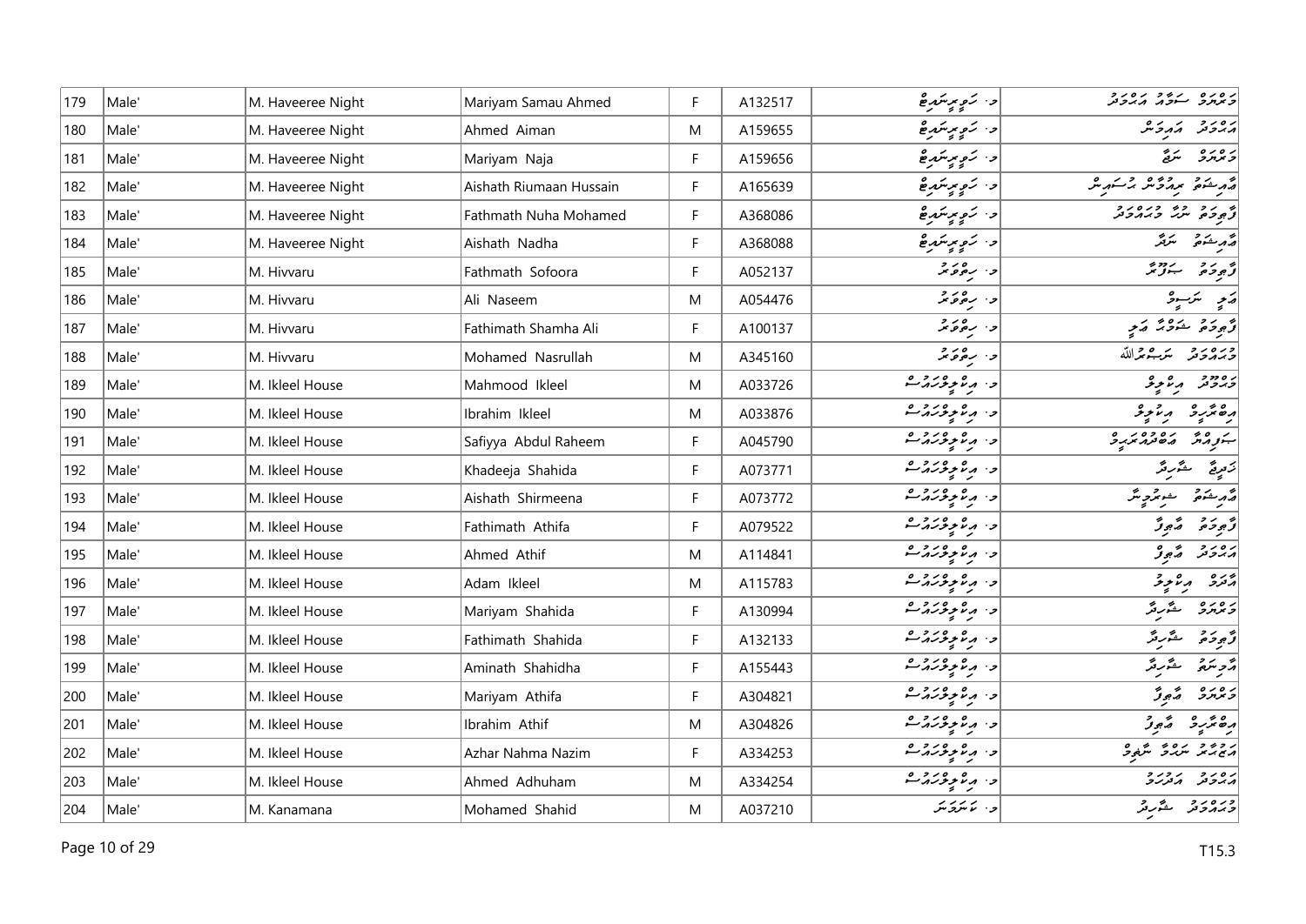| 179 | Male' | M. Haveeree Night | Mariyam Samau Ahmed | F | A132517 | މ. ހަވީރީނައިޓް | މަރިޔަމް ސަމާޢު އަޙްމަދު |
|---|---|---|---|---|---|---|---|
| 180 | Male' | M. Haveeree Night | Ahmed Aiman | M | A159655 | މ. ހަވީރީނައިޓް | އަޙްމަދު އައިމަން |
| 181 | Male' | M. Haveeree Night | Mariyam Naja | F | A159656 | މ. ހަވީރީނައިޓް | މަރިޔަމް ނަޖާ |
| 182 | Male' | M. Haveeree Night | Aishath Riumaan Hussain | F | A165639 | މ. ހަވީރީނައިޓް | އާއިשަތު ރިއުމާން ޙުސައިން |
| 183 | Male' | M. Haveeree Night | Fathmath Nuha Mohamed | F | A368086 | މ. ހަވީރީނައިޓް | ފާތިމަތު ނުހާ މުޙައްމަދު |
| 184 | Male' | M. Haveeree Night | Aishath Nadha | F | A368088 | މ. ހަވީރީނައިޓް | އާއިשަތު ނަދާ |
| 185 | Male' | M. Hivvaru | Fathmath Sofoora | F | A052137 | މ. ހިއްވަރު | ފާތިމަތު ސަފޫރާ |
| 186 | Male' | M. Hivvaru | Ali Naseem | M | A054476 | މ. ހިއްވަރު | އަލި ނަސީމް |
| 187 | Male' | M. Hivvaru | Fathimath Shamha Ali | F | A100137 | މ. ހިއްވަރު | ފާތިމަތު ޝަމްހާ އަލި |
| 188 | Male' | M. Hivvaru | Mohamed Nasrullah | M | A345160 | މ. ހިއްވަރު | މުޙައްމަދު ނަޞްރުﷲ |
| 189 | Male' | M. Ikleel House | Mahmood Ikleel | M | A033726 | މ. އިކްލީލްހައުސް | މަޙްމޫދު އިކްލީލް |
| 190 | Male' | M. Ikleel House | Ibrahim Ikleel | M | A033876 | މ. އިކްލީލްހައުސް | އިބްރާހީމް އިކްލީލް |
| 191 | Male' | M. Ikleel House | Safiyya Abdul Raheem | F | A045790 | މ. އިކްލީލްހައުސް | ޞަފިއްޔާ ޢަބްދުއްރަޙީމް |
| 192 | Male' | M. Ikleel House | Khadeeja Shahida | F | A073771 | މ. އިކްލީލްހައުސް | ޚަދީޖާ ޝާހިދާ |
| 193 | Male' | M. Ikleel House | Aishath Shirmeena | F | A073772 | މ. އިކްލީލްހައުސް | އާއިשަތު ޝިރުމީނާ |
| 194 | Male' | M. Ikleel House | Fathimath Athifa | F | A079522 | މ. އިކްލީލްހައުސް | ފާތިމަތު އާތިފާ |
| 195 | Male' | M. Ikleel House | Ahmed Athif | M | A114841 | މ. އިކްލީލްހައުސް | އަޙްމަދު އާތިފު |
| 196 | Male' | M. Ikleel House | Adam Ikleel | M | A115783 | މ. އިކްލީލްހައުސް | އާދަމް އިކްލީލް |
| 197 | Male' | M. Ikleel House | Mariyam Shahida | F | A130994 | މ. އިކްލީލްހައުސް | މަރިޔަމް ޝާހިދާ |
| 198 | Male' | M. Ikleel House | Fathimath Shahida | F | A132133 | މ. އިކްލީލްހައުސް | ފާތިމަތު ޝާހިދާ |
| 199 | Male' | M. Ikleel House | Aminath Shahidha | F | A155443 | މ. އިކްލީލްހައުސް | އާމިނަތު ޝާހިދާ |
| 200 | Male' | M. Ikleel House | Mariyam Athifa | F | A304821 | މ. އިކްލީލްހައުސް | މަރިޔަމް އާތިފާ |
| 201 | Male' | M. Ikleel House | Ibrahim Athif | M | A304826 | މ. އިކްލީލްހައުސް | އިބްރާހީމް އާތިފު |
| 202 | Male' | M. Ikleel House | Azhar Nahma Nazim | F | A334253 | މ. އިކްލީލްހައުސް | އަޒްހަރު ނަހްމާ ނާޒިމް |
| 203 | Male' | M. Ikleel House | Ahmed Adhuham | M | A334254 | މ. އިކްލީލްހައުސް | އަޙްމަދު އަދުހަމް |
| 204 | Male' | M. Kanamana | Mohamed Shahid | M | A037210 | މ. ކަނަމަނަ | މުޙައްމަދު ޝާހިދު |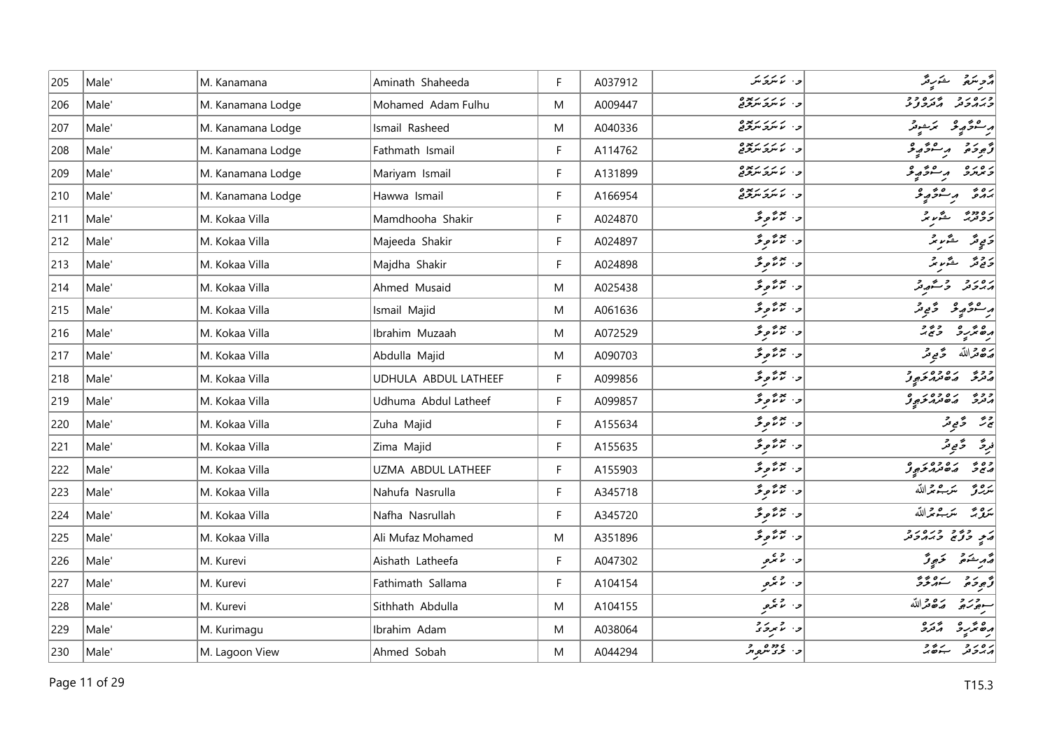| 205 | Male' | M. Kanamana | Aminath Shaheeda | F | A037912 | މ. ކަނަމަނަ | އާމިނަތު ޝަހީދާ |
|---|---|---|---|---|---|---|---|
| 206 | Male' | M. Kanamana Lodge | Mohamed Adam Fulhu | M | A009447 | މ. ކަނަމަނަލޮޖް | މުހައްމަދު އާދަމްފުޅު |
| 207 | Male' | M. Kanamana Lodge | Ismail Rasheed | M | A040336 | މ. ކަނަމަނަލޮޖް | އިސްމާއިލް ރަޝީދު |
| 208 | Male' | M. Kanamana Lodge | Fathmath Ismail | F | A114762 | މ. ކަނަމަނަލޮޖް | ފާތިމަތު އިސްމާއިލް |
| 209 | Male' | M. Kanamana Lodge | Mariyam Ismail | F | A131899 | މ. ކަނަމަނަލޮޖް | މަރިޔަމް އިސްމާއިލް |
| 210 | Male' | M. Kanamana Lodge | Hawwa Ismail | F | A166954 | މ. ކަނަމަނަލޮޖް | ހައްވާ އިސްމާއިލް |
| 211 | Male' | M. Kokaa Villa | Mamdhooha Shakir | F | A024870 | މ. ކޯކާވިލާ | މަމްދޫހާ ޝާކިރު |
| 212 | Male' | M. Kokaa Villa | Majeeda Shakir | F | A024897 | މ. ކޯކާވިލާ | މަޖީދާ ޝާކިރު |
| 213 | Male' | M. Kokaa Villa | Majdha Shakir | F | A024898 | މ. ކޯކާވިލާ | މަޖްދާ ޝާކިރު |
| 214 | Male' | M. Kokaa Villa | Ahmed Musaid | M | A025438 | މ. ކޯކާވިލާ | އަހުމަދު މުސާއިދު |
| 215 | Male' | M. Kokaa Villa | Ismail Majid | M | A061636 | މ. ކޯކާވިލާ | އިސްމާއިލް މާޖިދު |
| 216 | Male' | M. Kokaa Villa | Ibrahim Muzaah | M | A072529 | މ. ކޯކާވިލާ | އިބްރާހީމް މުޒާހް |
| 217 | Male' | M. Kokaa Villa | Abdulla Majid | M | A090703 | މ. ކޯކާވިލާ | އަބްދުﷲ މާޖިދު |
| 218 | Male' | M. Kokaa Villa | UDHULA ABDUL LATHEEF | F | A099856 | މ. ކޯކާވިލާ | އުދުލާ އަބްދުލްލަތީފު |
| 219 | Male' | M. Kokaa Villa | Udhuma Abdul Latheef | F | A099857 | މ. ކޯކާވިލާ | އުދުމާ އަބްދުލްލަތީފް |
| 220 | Male' | M. Kokaa Villa | Zuha Majid | F | A155634 | މ. ކޯކާވިލާ | ޒުހާ މާޖިދު |
| 221 | Male' | M. Kokaa Villa | Zima Majid | F | A155635 | މ. ކޯކާވިލާ | ޒިމާ މާޖިދު |
| 222 | Male' | M. Kokaa Villa | UZMA ABDUL LATHEEF | F | A155903 | މ. ކޯކާވިލާ | އުޒްމާ އަބްދުލްލަތީފް |
| 223 | Male' | M. Kokaa Villa | Nahufa Nasrulla | F | A345718 | މ. ކޯކާވިލާ | ނަހުފާ ނަސްރުﷲ |
| 224 | Male' | M. Kokaa Villa | Nafha Nasrullah | F | A345720 | މ. ކޯކާވިލާ | ނަފްހާ ނަސްރުﷲ |
| 225 | Male' | M. Kokaa Villa | Ali Mufaz Mohamed | M | A351896 | މ. ކޯކާވިލާ | އަލި މުފާޒް މުހައްމަދު |
| 226 | Male' | M. Kurevi | Aishath Latheefa | F | A047302 | މ. ކުރެވި | އާއިޝަތު ލަތީފާ |
| 227 | Male' | M. Kurevi | Fathimath Sallama | F | A104154 | މ. ކުރެވި | ފާތިމަތު ސައްލަމާ |
| 228 | Male' | M. Kurevi | Sithhath Abdulla | M | A104155 | މ. ކުރެވި | ސިތްހަތު އަބްދުﷲ |
| 229 | Male' | M. Kurimagu | Ibrahim Adam | M | A038064 | މ. ކުރިމަގު | އިބްރާހީމް އާދަމް |
| 230 | Male' | M. Lagoon View | Ahmed Sobah | M | A044294 | މ. ލެގޫންވިއު | އަހުމަދު ސަބާހު |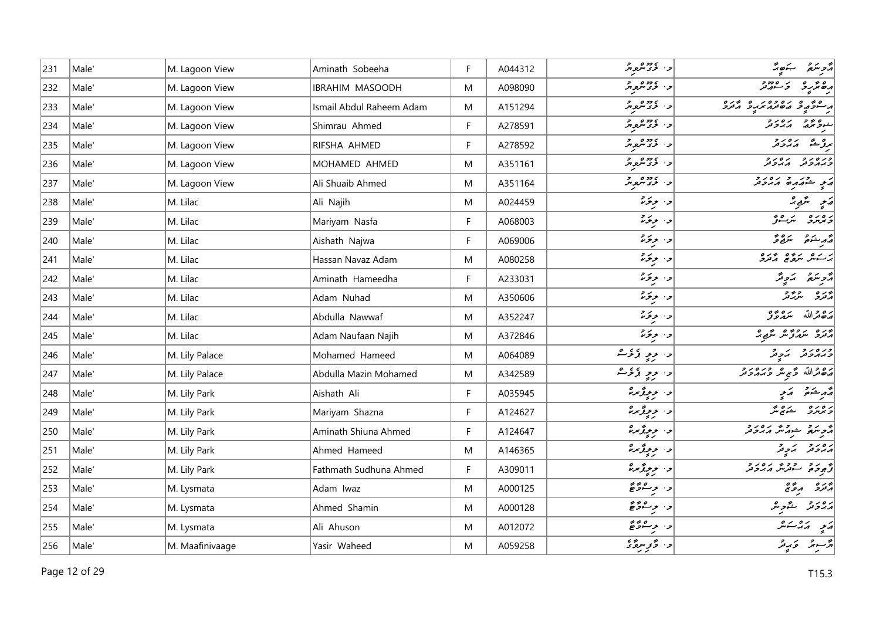| 231 | Male' | M. Lagoon View | Aminath Sobeeha | F | A044312 | މ. ލަގޫންވިއު | އާމިނަތު ސަބީހާ |
|---|---|---|---|---|---|---|---|
| 232 | Male' | M. Lagoon View | IBRAHIM MASOODH | M | A098090 | މ. ލަގޫންވިއު | އިބްރާހީމް މަސްޢޫދު |
| 233 | Male' | M. Lagoon View | Ismail Abdul Raheem Adam | M | A151294 | މ. ލަގޫންވިއު | އިސްމާޢީލް ޢަބްދުއްރަޙީމް އާދަމް |
| 234 | Male' | M. Lagoon View | Shimrau Ahmed | F | A278591 | މ. ލަގޫންވިއު | ޝިމްރާއު އަޙްމަދު |
| 235 | Male' | M. Lagoon View | RIFSHA AHMED | F | A278592 | މ. ލަގޫންވިއު | ރިފްޝާ އަޙްމަދު |
| 236 | Male' | M. Lagoon View | MOHAMED AHMED | M | A351161 | މ. ލަގޫންވިއު | މުޙައްމަދު އަޙްމަދު |
| 237 | Male' | M. Lagoon View | Ali Shuaib Ahmed | M | A351164 | މ. ލަގޫންވިއު | ޢަލީ ޝުޢައިބު އަޙްމަދު |
| 238 | Male' | M. Lilac | Ali Najih | M | A024459 | މ. ލިލަކް | ޢަލީ ނާޖިހު |
| 239 | Male' | M. Lilac | Mariyam Nasfa | F | A068003 | މ. ލިލަކް | މަރިޔަމް ނަސްފާ |
| 240 | Male' | M. Lilac | Aishath Najwa | F | A069006 | މ. ލިލަކް | ޢާއިޝަތު ނަޖްވާ |
| 241 | Male' | M. Lilac | Hassan Navaz Adam | M | A080258 | މ. ލިލަކް | ހަސަން ނަވާޒް އާދަމް |
| 242 | Male' | M. Lilac | Aminath Hameedha | F | A233031 | މ. ލިލަކް | އާމިނަތު ހަމީދާ |
| 243 | Male' | M. Lilac | Adam Nuhad | M | A350606 | މ. ލިލަކް | އާދަމް ނުހާދު |
| 244 | Male' | M. Lilac | Abdulla Nawwaf | M | A352247 | މ. ލިލަކް | ޢަބްދުﷲ ނައްވާފް |
| 245 | Male' | M. Lilac | Adam Naufaan Najih | M | A372846 | މ. ލިލަކް | އާދަމް ނައުފާން ނާޖިހު |
| 246 | Male' | M. Lily Palace | Mohamed Hameed | M | A064089 | މ. ލިލީ ޕެލެސް | މުޙައްމަދު ހަމީދު |
| 247 | Male' | M. Lily Palace | Abdulla Mazin Mohamed | M | A342589 | މ. ލިލީ ޕެލެސް | ޢަބްދުﷲ މާޒިން މުޙައްމަދު |
| 248 | Male' | M. Lily Park | Aishath Ali | F | A035945 | މ. ލިލީޕާކް | ޢާއިޝަތު ޢަލީ |
| 249 | Male' | M. Lily Park | Mariyam Shazna | F | A124627 | މ. ލިލީޕާކް | މަރިޔަމް ޝަޒްނާ |
| 250 | Male' | M. Lily Park | Aminath Shiuna Ahmed | F | A124647 | މ. ލިލީޕާކް | އާމިނަތު ޝިއުނާ އަޙްމަދު |
| 251 | Male' | M. Lily Park | Ahmed Hameed | M | A146365 | މ. ލިލީޕާކް | އަޙްމަދު ހަމީދު |
| 252 | Male' | M. Lily Park | Fathmath Sudhuna Ahmed | F | A309011 | މ. ލިލީޕާކް | ފާތިމަތު ސުދޫނާ އަޙްމަދު |
| 253 | Male' | M. Lysmata | Adam Iwaz | M | A000125 | މ. ލިސްމާޓާ | އާދަމް އިވާޒް |
| 254 | Male' | M. Lysmata | Ahmed Shamin | M | A000128 | މ. ލިސްމާޓާ | އަޙްމަދު ޝާމިން |
| 255 | Male' | M. Lysmata | Ali Ahuson | M | A012072 | މ. ލިސްމާޓާ | ޢަލީ އަހުސަން |
| 256 | Male' | M. Maafinivaage | Yasir Waheed | M | A059258 | މ. މާފިނިވާގެ | ޔާސިރު ވަޙީދު |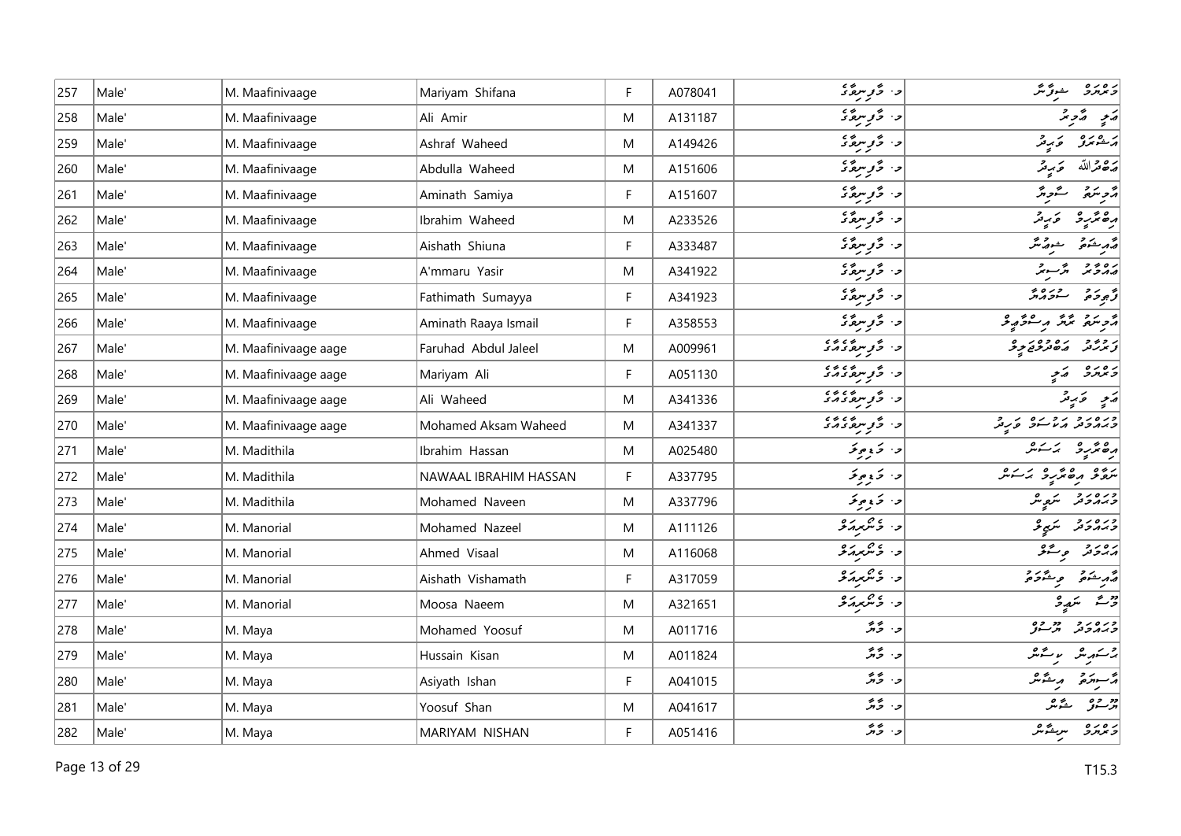| 257 | Male' | M. Maafinivaage | Mariyam Shifana | F | A078041 | މ. މާފިނިވާގެ | މަރިޔަމް ޝިފާނާ |
|---|---|---|---|---|---|---|---|
| 258 | Male' | M. Maafinivaage | Ali Amir | M | A131187 | މ. މާފިނިވާގެ | އަލީ އާމިރު |
| 259 | Male' | M. Maafinivaage | Ashraf Waheed | M | A149426 | މ. މާފިނިވާގެ | އަޝްރަފް ވަހީދު |
| 260 | Male' | M. Maafinivaage | Abdulla Waheed | M | A151606 | މ. މާފިނިވާގެ | އަބްދުﷲ ވަހީދު |
| 261 | Male' | M. Maafinivaage | Aminath Samiya | F | A151607 | މ. މާފިނިވާގެ | އާމިނަތް ސާމިޔާ |
| 262 | Male' | M. Maafinivaage | Ibrahim Waheed | M | A233526 | މ. މާފިނިވާގެ | އިބްރާހީމް ވަހީދު |
| 263 | Male' | M. Maafinivaage | Aishath Shiuna | F | A333487 | މ. މާފިނިވާގެ | އާއިޝަތު ޝިއުނާ |
| 264 | Male' | M. Maafinivaage | A'mmaru Yasir | M | A341922 | މ. މާފިނިވާގެ | އައްމާރު ޔާސިރު |
| 265 | Male' | M. Maafinivaage | Fathimath Sumayya | F | A341923 | މ. މާފިނިވާގެ | ފާތިމަތު ސުމައްޔާ |
| 266 | Male' | M. Maafinivaage | Aminath Raaya Ismail | F | A358553 | މ. މާފިނިވާގެ | އާމިނަތު ރާޔާ އިސްމާއީލް |
| 267 | Male' | M. Maafinivaage aage | Faruhad Abdul Jaleel | M | A009961 | މ. މާފިނިވާގެއާގެ | ފަރުހާދު އަބްދުލްޖަލީލް |
| 268 | Male' | M. Maafinivaage aage | Mariyam Ali | F | A051130 | މ. މާފިނިވާގެއާގެ | މަރިޔަމް އަލީ |
| 269 | Male' | M. Maafinivaage aage | Ali Waheed | M | A341336 | މ. މާފިނިވާގެއާގެ | އަލީ ވަހީދު |
| 270 | Male' | M. Maafinivaage aage | Mohamed Aksam Waheed | M | A341337 | މ. މާފިނިވާގެއާގެ | މުޙައްމަދު އަކްސަމް ވަހީދު |
| 271 | Male' | M. Madithila | Ibrahim Hassan | M | A025480 | މ. މަޑިތިލަ | އިބްރާހީމް ހަސަން |
| 272 | Male' | M. Madithila | NAWAAL IBRAHIM HASSAN | F | A337795 | މ. މަޑިތިލަ | ނަވާލް އިބްރާހީމް ހަސަން |
| 273 | Male' | M. Madithila | Mohamed Naveen | M | A337796 | މ. މަޑިތިލަ | މުޙައްމަދު ނަވީން |
| 274 | Male' | M. Manorial | Mohamed Nazeel | M | A111126 | މ. މެނޯރިއަލް | މުޙައްމަދު ނަޒީލް |
| 275 | Male' | M. Manorial | Ahmed Visaal | M | A116068 | މ. މެނޯރިއަލް | އަޙްމަދު ވިސާލް |
| 276 | Male' | M. Manorial | Aishath Vishamath | F | A317059 | މ. މެނޯރިއަލް | އާއިޝަތު ވިޝާމަތު |
| 277 | Male' | M. Manorial | Moosa Naeem | M | A321651 | މ. މެނޯރިއަލް | މޫސާ ނައީމް |
| 278 | Male' | M. Maya | Mohamed Yoosuf | M | A011716 | މ. މާޔާ | މުޙައްމަދު ޔޫސުފު |
| 279 | Male' | M. Maya | Hussain Kisan | M | A011824 | މ. މާޔާ | ހުސައިން ކިސާން |
| 280 | Male' | M. Maya | Asiyath Ishan | F | A041015 | މ. މާޔާ | އާސިޔަތު އިޝާން |
| 281 | Male' | M. Maya | Yoosuf Shan | M | A041617 | މ. މާޔާ | ޔޫސުފް ޝާން |
| 282 | Male' | M. Maya | MARIYAM NISHAN | F | A051416 | މ. މާޔާ | މަރިޔަމް ނިޝާން |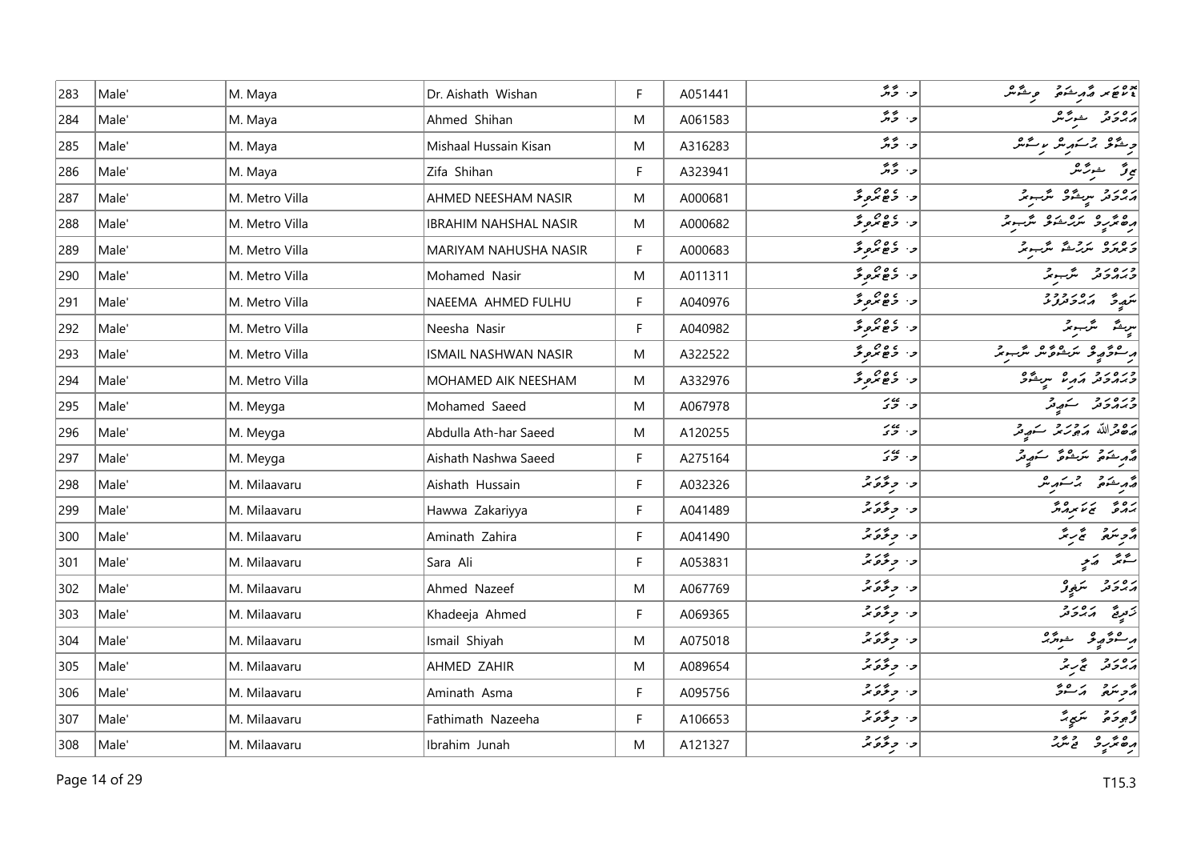| 283 | Male' | M. Maya | Dr. Aishath Wishan | F | A051441 | م. މާޔާ | ޑރ. އާއިޝަތު ވިޝާން |
|---|---|---|---|---|---|---|---|
| 284 | Male' | M. Maya | Ahmed Shihan | M | A061583 | م. މާޔާ | އަޙްމަދު ޝިހާން |
| 285 | Male' | M. Maya | Mishaal Hussain Kisan | M | A316283 | م. މާޔާ | މިޝާލް ޙުސައިން ކިސާން |
| 286 | Male' | M. Maya | Zifa Shihan | F | A323941 | م. މާޔާ | ޒިފާ ޝިހާން |
| 287 | Male' | M. Metro Villa | AHMED NEESHAM NASIR | M | A000681 | م. މެޓްރޯވިލާ | އަޙްމަދު ނީޝާމް ނާޞިރު |
| 288 | Male' | M. Metro Villa | IBRAHIM NAHSHAL NASIR | M | A000682 | م. މެޓްރޯވިލާ | އިބްރާހީމް ނަހްޝަލް ނާޞިރު |
| 289 | Male' | M. Metro Villa | MARIYAM NAHUSHA NASIR | F | A000683 | م. މެޓްރޯވިލާ | މަރިޔަމް ނަހުޝާ ނާޞިރު |
| 290 | Male' | M. Metro Villa | Mohamed Nasir | M | A011311 | م. މެޓްރޯވިލާ | މުޙައްމަދު ނާޞިރު |
| 291 | Male' | M. Metro Villa | NAEEMA AHMED FULHU | F | A040976 | م. މެޓްރޯވިލާ | ނައީމާ އަޙްމަދުފުޅު |
| 292 | Male' | M. Metro Villa | Neesha Nasir | F | A040982 | م. މެޓްރޯވިލާ | ނީޝާ ނާޞިރު |
| 293 | Male' | M. Metro Villa | ISMAIL NASHWAN NASIR | M | A322522 | م. މެޓްރޯވިލާ | އިސްމާޢީލް ނަޝްވާން ނާޞިރު |
| 294 | Male' | M. Metro Villa | MOHAMED AIK NEESHAM | M | A332976 | م. މެޓްރޯވިލާ | މުޙައްމަދު އައިކް ނީޝާމް |
| 295 | Male' | M. Meyga | Mohamed Saeed | M | A067978 | م. މޭގަ | މުޙައްމަދު ސަޢީދު |
| 296 | Male' | M. Meyga | Abdulla Ath-har Saeed | M | A120255 | م. މޭގަ | އަބްދުﷲ އަތްހަރު ސަޢީދު |
| 297 | Male' | M. Meyga | Aishath Nashwa Saeed | F | A275164 | م. މޭގަ | އާއިޝަތު ނަޝްވާ ސަޢީދު |
| 298 | Male' | M. Milaavaru | Aishath Hussain | F | A032326 | م. މިލާވަރު | އާއިޝަތު ޙުސައިން |
| 299 | Male' | M. Milaavaru | Hawwa Zakariyya | F | A041489 | م. މިލާވަރު | ޙައްވާ ޒަކަރިއްޔާ |
| 300 | Male' | M. Milaavaru | Aminath Zahira | F | A041490 | م. މިލާވަރު | އާމިނަތު ޒާހިރާ |
| 301 | Male' | M. Milaavaru | Sara Ali | F | A053831 | م. މިލާވަރު | ސާރާ ޢަލީ |
| 302 | Male' | M. Milaavaru | Ahmed Nazeef | M | A067769 | م. މިލާވަރު | އަޙްމަދު ނަޒީފް |
| 303 | Male' | M. Milaavaru | Khadeeja Ahmed | F | A069365 | م. މިލާވަރު | ޚަދީޖާ އަޙްމަދު |
| 304 | Male' | M. Milaavaru | Ismail Shiyah | M | A075018 | م. މިލާވަރު | އިސްމާޢީލް ޝިޔާޙް |
| 305 | Male' | M. Milaavaru | AHMED ZAHIR | M | A089654 | م. މިލާވަރު | އަޙްމަދު ޒާހިރު |
| 306 | Male' | M. Milaavaru | Aminath Asma | F | A095756 | م. މިލާވަރު | އާމިނަތު އަސްމާ |
| 307 | Male' | M. Milaavaru | Fathimath Nazeeha | F | A106653 | م. މިލާވަރު | ފާތިމަތު ނަޒީހާ |
| 308 | Male' | M. Milaavaru | Ibrahim Junah | M | A121327 | م. މިލާވަރު | އިބްރާހީމް ޖުނާހް |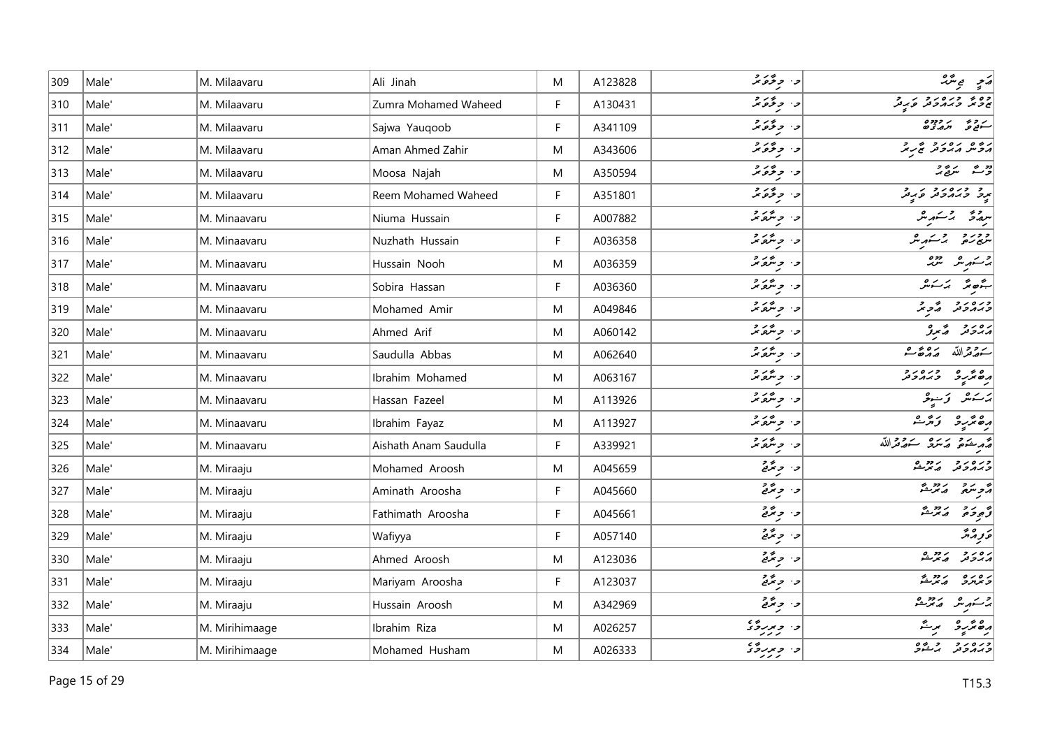| 309 | Male' | M. Milaavaru | Ali Jinah | M | A123828 | د· وِگُوَىرُ | أَمِي يِسَّرْ |
|---|---|---|---|---|---|---|---|
| 310 | Male' | M. Milaavaru | Zumra Mohamed Waheed | F | A130431 | د· وِگُوَىرُ | ج و برّ ورەرد وَرِيز |
| 311 | Male' | M. Milaavaru | Sajwa Yauqoob | F | A341109 | د· وِگُوَىرُ | سَوِّجُ ترَدْدَدْهُ |
| 312 | Male' | M. Milaavaru | Aman Ahmed Zahir | M | A343606 | د· وِگُوَىرُ | أَرَدَّ مَرْدَد تَجَرِيز |
| 313 | Male' | M. Milaavaru | Moosa Najah | M | A350594 | د· وِگُوَىرُ | وْسَةْ سَرَّجْ |
| 314 | Male' | M. Milaavaru | Reem Mohamed Waheed | F | A351801 | د· وِگُوَىرُ | بِرِدْ وِرَارَدْ وَرِيز |
| 315 | Male' | M. Minaavaru | Niuma Hussain | F | A007882 | د· وِسَّرَىرُ | سِرَةُ بِرْسَهْرِسْ |
| 316 | Male' | M. Minaavaru | Nuzhath Hussain | F | A036358 | د· وِسَّرَىرُ | سَرِجَرَةُ بِرْسَهْرِسْ |
| 317 | Male' | M. Minaavaru | Hussain Nooh | M | A036359 | د· وِسَّرَىرُ | بِرْسَهْرِسْ سَرْبْر |
| 318 | Male' | M. Minaavaru | Sobira Hassan | F | A036360 | د· وِسَّرَىرُ | سَدْهِرَّ بَرْسَكْسْ |
| 319 | Male' | M. Minaavaru | Mohamed Amir | M | A049846 | د· وِسَّرَىرُ | وِرَەرَدْ مَّرِيز |
| 320 | Male' | M. Minaavaru | Ahmed Arif | M | A060142 | د· وِسَّرَىرُ | مَرْدَدْ مَّبْرُوْ |
| 321 | Male' | M. Minaavaru | Saudulla Abbas | M | A062640 | د· وِسَّرَىرُ | سَعُودُاللهُ مَدْدَةْسْ |
| 322 | Male' | M. Minaavaru | Ibrahim Mohamed | M | A063167 | د· وِسَّرَىرُ | مِرْهَكْرِدْ وِرَەرَدْ |
| 323 | Male' | M. Minaavaru | Hassan Fazeel | M | A113926 | د· وِسَّرَىرُ | بَرْسَكْسْ وَسِيِوْ |
| 324 | Male' | M. Minaavaru | Ibrahim Fayaz | M | A113927 | د· وِسَّرَىرُ | مِرْهَكْرِدْ وَمَّرْشْ |
| 325 | Male' | M. Minaavaru | Aishath Anam Saudulla | F | A339921 | د· وِسَّرَىرُ | مَّرْشَةْ مَسْرَدْ سَعُودُاللهُ |
| 326 | Male' | M. Miraaju | Mohamed Aroosh | M | A045659 | د· وِبَّرْ | وِرَەرَدْ مَبْرُشْ |
| 327 | Male' | M. Miraaju | Aminath Aroosha | F | A045660 | د· وِبَّرْ | مَّرِسَةْ مَبْرُشَّ |
| 328 | Male' | M. Miraaju | Fathimath Aroosha | F | A045661 | د· وِبَّرْ | وَّهِرَدْ مَبْرُشَّ |
| 329 | Male' | M. Miraaju | Wafiyya | F | A057140 | د· وِبَّرْ | وَوِمَدَّ |
| 330 | Male' | M. Miraaju | Ahmed Aroosh | M | A123036 | د· وِبَّرْ | مَرْدَدْ مَبْرُشْ |
| 331 | Male' | M. Miraaju | Mariyam Aroosha | F | A123037 | د· وِبَّرْ | وَبْرَرْدْ مَبْرُشَّ |
| 332 | Male' | M. Miraaju | Hussain Aroosh | M | A342969 | د· وِبَّرْ | بِرْسَهْرِسْ مَبْرُشْ |
| 333 | Male' | M. Mirihimaage | Ibrahim Riza | M | A026257 | د· وِبِرِرِدَّيْ | مِرْهَكْرِدْ بِرِسَّ |
| 334 | Male' | M. Mirihimaage | Mohamed Husham | M | A026333 | د· وِبِرِرِدَّيْ | وِرَەرَدْ بُرْشَدْ |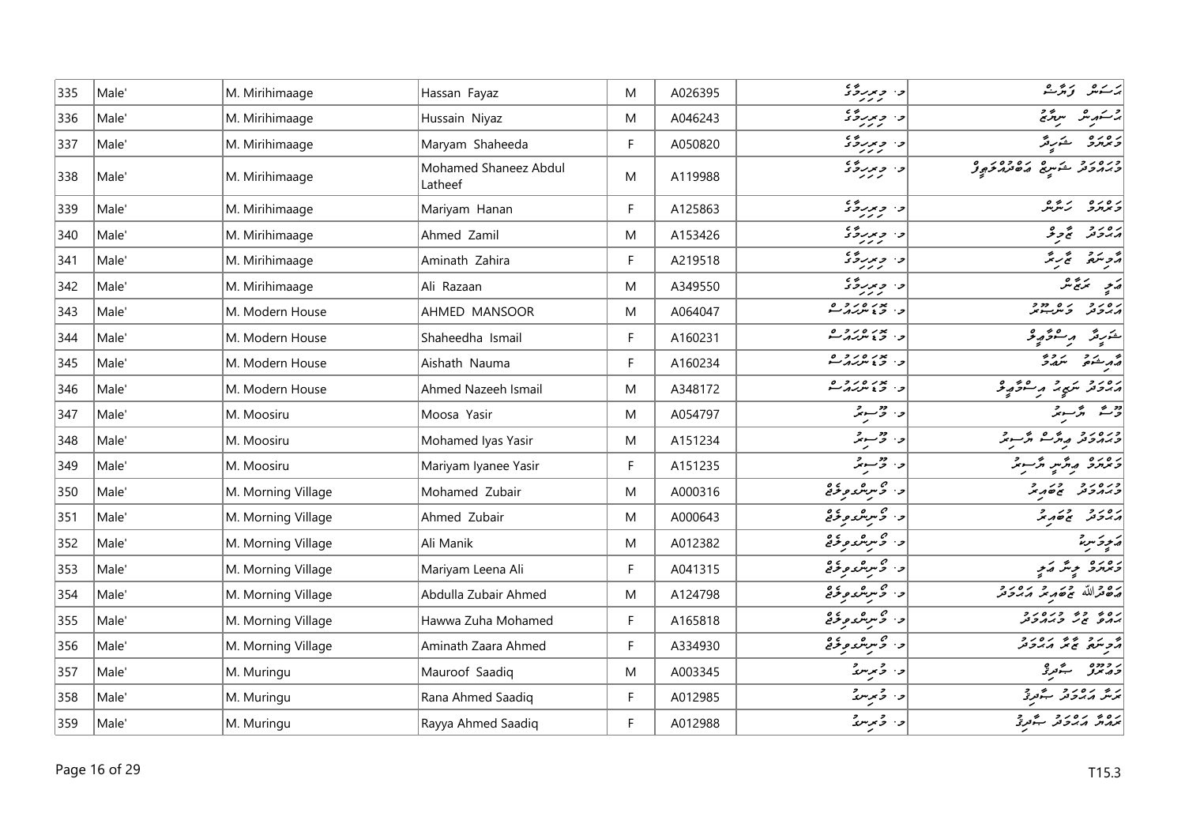| 335 | Male' | M. Mirihimaage | Hassan Fayaz | M | A026395 | މ. މިރިހިމާގޭ | ހަސަން ފައްޔާޒް |
|---|---|---|---|---|---|---|---|
| 336 | Male' | M. Mirihimaage | Hussain Niyaz | M | A046243 | މ. މިރިހިމާގޭ | ހުސައިން ނިޔާޒް |
| 337 | Male' | M. Mirihimaage | Maryam Shaheeda | F | A050820 | މ. މިރިހިމާގޭ | މަރްޔަމް ޝަހީދާ |
| 338 | Male' | M. Mirihimaage | Mohamed Shaneez Abdul Latheef | M | A119988 | މ. މިރިހިމާގޭ | މުޙައްމަދު ޝަނީޒް އަބްދުއްލަޠީފް |
| 339 | Male' | M. Mirihimaage | Mariyam Hanan | F | A125863 | މ. މިރިހިމާގޭ | މަރިޔަމް ހަނާން |
| 340 | Male' | M. Mirihimaage | Ahmed Zamil | M | A153426 | މ. މިރިހިމާގޭ | އަޙްމަދު ޒާމިލް |
| 341 | Male' | M. Mirihimaage | Aminath Zahira | F | A219518 | މ. މިރިހިމާގޭ | އާމިނަތު ޒާހިރާ |
| 342 | Male' | M. Mirihimaage | Ali Razaan | M | A349550 | މ. މިރިހިމާގޭ | އަލި ރަޒާން |
| 343 | Male' | M. Modern House | AHMED MANSOOR | M | A064047 | މ. މޮޑަން ހައުސް | އަޙްމަދު މަންސޫރު |
| 344 | Male' | M. Modern House | Shaheedha Ismail | F | A160231 | މ. މޮޑަން ހައުސް | ޝަހީދާ އިސްމާޢީލް |
| 345 | Male' | M. Modern House | Aishath Nauma | F | A160234 | މ. މޮޑަން ހައުސް | އައިޝަތު ނައުމާ |
| 346 | Male' | M. Modern House | Ahmed Nazeeh Ismail | M | A348172 | މ. މޮޑަން ހައުސް | އަޙްމަދު ނަޒީހު އިސްމާޢީލް |
| 347 | Male' | M. Moosiru | Moosa Yasir | M | A054797 | މ. މޫސިރު | މޫސާ ޔާސިރު |
| 348 | Male' | M. Moosiru | Mohamed Iyas Yasir | M | A151234 | މ. މޫސިރު | މުޙައްމަދު އިޔާސް ޔާސިރު |
| 349 | Male' | M. Moosiru | Mariyam Iyanee Yasir | F | A151235 | މ. މޫސިރު | މަރިޔަމް އިޔާނީ ޔާސިރު |
| 350 | Male' | M. Morning Village | Mohamed Zubair | M | A000316 | މ. މޯނިންގވިލެޖް | މުޙައްމަދު ޒުބައިރު |
| 351 | Male' | M. Morning Village | Ahmed Zubair | M | A000643 | މ. މޯނިންގވިލެޖް | އަޙްމަދު ޒުބައިރު |
| 352 | Male' | M. Morning Village | Ali Manik | M | A012382 | މ. މޯނިންގވިލެޖް | އަލިމަނިކު |
| 353 | Male' | M. Morning Village | Mariyam Leena Ali | F | A041315 | މ. މޯނިންގވިލެޖް | މަރިޔަމް ލީނާ އަލި |
| 354 | Male' | M. Morning Village | Abdulla Zubair Ahmed | M | A124798 | މ. މޯނިންގވިލެޖް | އަބްދުﷲ ޒުބައިރު އަޙްމަދު |
| 355 | Male' | M. Morning Village | Hawwa Zuha Mohamed | F | A165818 | މ. މޯނިންގވިލެޖް | ހައްވާ ޒުހާ މުޙައްމަދު |
| 356 | Male' | M. Morning Village | Aminath Zaara Ahmed | F | A334930 | މ. މޯނިންގވިލެޖް | އާމިނަތު ޒާރާ އަޙްމަދު |
| 357 | Male' | M. Muringu | Mauroof Saadiq | M | A003345 | މ. މުރިންގު | މައުރޫފު ސާދިޤު |
| 358 | Male' | M. Muringu | Rana Ahmed Saadiq | F | A012985 | މ. މުރިންގު | ރަނާ އަޙްމަދު ސާދިޤު |
| 359 | Male' | M. Muringu | Rayya Ahmed Saadiq | F | A012988 | މ. މުރިންގު | ރައްޔާ އަޙްމަދު ސާދިޤު |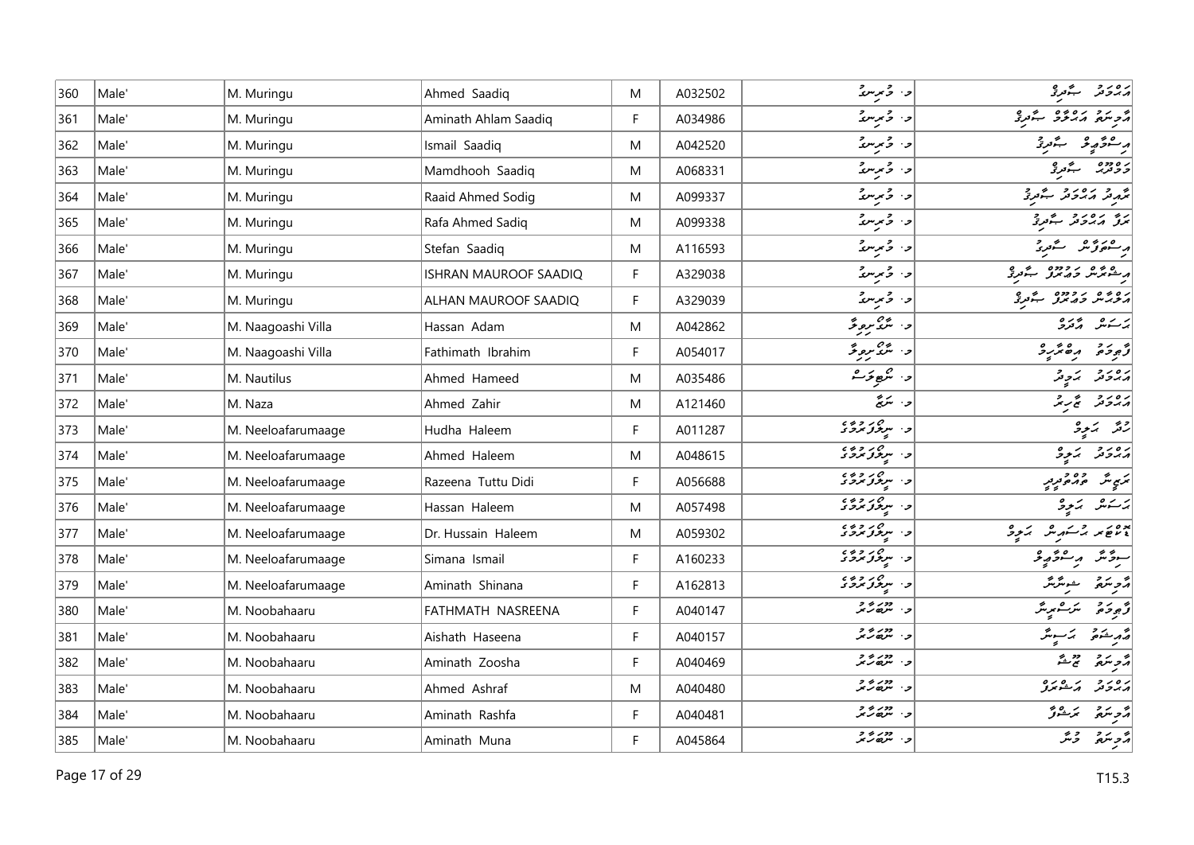| 360 | Male' | M. Muringu | Ahmed Saadiq | M | A032502 | މ. މުރިނގު | އަޙްމަދު ސާދިޤު |
|---|---|---|---|---|---|---|---|
| 361 | Male' | M. Muringu | Aminath Ahlam Saadiq | F | A034986 | މ. މުރިނގު | އާމިނަތު އަޙްލާމް ސާދިޤު |
| 362 | Male' | M. Muringu | Ismail Saadiq | M | A042520 | މ. މުރިނގު | އިސްމާޢީލް ސާދިޤު |
| 363 | Male' | M. Muringu | Mamdhooh Saadiq | M | A068331 | މ. މުރިނގު | މަމްދޫޙް ސާދިޤު |
| 364 | Male' | M. Muringu | Raaid Ahmed Sodig | M | A099337 | މ. މުރިނގު | ރާއިދު އަޙްމަދު ސާދިޤު |
| 365 | Male' | M. Muringu | Rafa Ahmed Sadiq | M | A099338 | މ. މުރިނގު | ރަފާ އަޙްމަދު ސާދިޤު |
| 366 | Male' | M. Muringu | Stefan Saadiq | M | A116593 | މ. މުރިނގު | އިސްޓެފާން ސާދިޤު |
| 367 | Male' | M. Muringu | ISHRAN MAUROOF SAADIQ | F | A329038 | މ. މުރިނގު | އިޝްރާން މައުރޫފް ސާދިޤު |
| 368 | Male' | M. Muringu | ALHAN MAUROOF SAADIQ | F | A329039 | މ. މުރިނގު | އަލްހާން މައުރޫފް ސާދިޤު |
| 369 | Male' | M. Naagoashi Villa | Hassan Adam | M | A042862 | މ. ނާގޯށިވިލާ | ޙަސަން އާދަމް |
| 370 | Male' | M. Naagoashi Villa | Fathimath Ibrahim | F | A054017 | މ. ނާގޯށިވިލާ | ފާތިމަތު އިބްރާހީމް |
| 371 | Male' | M. Nautilus | Ahmed Hameed | M | A035486 | މ. ނޯޓިލަސް | އަޙްމަދު ޙަމީދު |
| 372 | Male' | M. Naza | Ahmed Zahir | M | A121460 | މ. ނަޒާ | އަޙްމަދު ޒާހިރު |
| 373 | Male' | M. Neeloafarumaage | Hudha Haleem | F | A011287 | މ. ނީލޯފަރުމާގެ | ހުދާ ހަލީމް |
| 374 | Male' | M. Neeloafarumaage | Ahmed Haleem | M | A048615 | މ. ނީލޯފަރުމާގެ | އަޙްމަދު ހަލީމް |
| 375 | Male' | M. Neeloafarumaage | Razeena Tuttu Didi | F | A056688 | މ. ނީލޯފަރުމާގެ | ރަޒީނާ ތުއްތުދީދީ |
| 376 | Male' | M. Neeloafarumaage | Hassan Haleem | M | A057498 | މ. ނީލޯފަރުމާގެ | ޙަސަން ހަލީމް |
| 377 | Male' | M. Neeloafarumaage | Dr. Hussain Haleem | M | A059302 | މ. ނީލޯފަރުމާގެ | ޑޮކްޓަރ ޙުސައިން ހަލީމް |
| 378 | Male' | M. Neeloafarumaage | Simana Ismail | F | A160233 | މ. ނީލޯފަރުމާގެ | ސިމާނާ އިސްމާޢީލް |
| 379 | Male' | M. Neeloafarumaage | Aminath Shinana | F | A162813 | މ. ނީލޯފަރުމާގެ | އާމިނަތު ޝިނާނާ |
| 380 | Male' | M. Noobahaaru | FATHMATH NASREENA | F | A040147 | މ. ނޫބަހާރު | ފާތިމަތު ނަސްރީނާ |
| 381 | Male' | M. Noobahaaru | Aishath Haseena | F | A040157 | މ. ނޫބަހާރު | ޢާއިޝަތު ހަސީނާ |
| 382 | Male' | M. Noobahaaru | Aminath Zoosha | F | A040469 | މ. ނޫބަހާރު | އާމިނަތު ޒޫޝާ |
| 383 | Male' | M. Noobahaaru | Ahmed Ashraf | M | A040480 | މ. ނޫބަހާރު | އަޙްމަދު އަޝްރަފް |
| 384 | Male' | M. Noobahaaru | Aminath Rashfa | F | A040481 | މ. ނޫބަހާރު | އާމިނަތު ރަޝްފާ |
| 385 | Male' | M. Noobahaaru | Aminath Muna | F | A045864 | މ. ނޫބަހާރު | އާމިނަތު މުނާ |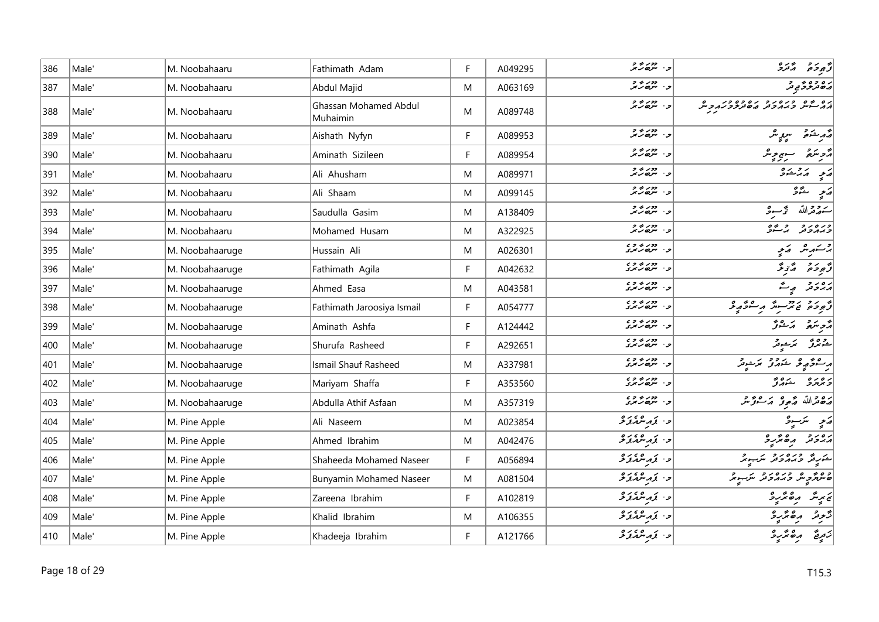| 386 | Male' | M. Noobahaaru | Fathimath Adam | F | A049295 | މ. ނޫބަހާރު | ފާތިމަތު އާދަމް |
|---|---|---|---|---|---|---|---|
| 387 | Male' | M. Noobahaaru | Abdul Majid | M | A063169 | މ. ނޫބަހާރު | އަބްދުލްމާޖިދު |
| 388 | Male' | M. Noobahaaru | Ghassan Mohamed Abdul Muhaimin | M | A089748 | މ. ނޫބަހާރު | ޣައްސާން މުހައްމަދު އަބްދުލްމުހައިމިން |
| 389 | Male' | M. Noobahaaru | Aishath Nyfyn | F | A089953 | މ. ނޫބަހާރު | އައިޝަތު ނައިފިން |
| 390 | Male' | M. Noobahaaru | Aminath Sizileen | F | A089954 | މ. ނޫބަހާރު | އާމިނަތު ސިޒިލީން |
| 391 | Male' | M. Noobahaaru | Ali Ahusham | M | A089971 | މ. ނޫބަހާރު | އަލި އަހުޝަމް |
| 392 | Male' | M. Noobahaaru | Ali Shaam | M | A099145 | މ. ނޫބަހާރު | އަލި ޝާމް |
| 393 | Male' | M. Noobahaaru | Saudulla Gasim | M | A138409 | މ. ނޫބަހާރު | ސައުދުﷲ ގާސިމް |
| 394 | Male' | M. Noobahaaru | Mohamed Husam | M | A322925 | މ. ނޫބަހާރު | މުހައްމަދު ހުސާމް |
| 395 | Male' | M. Noobahaaruge | Hussain Ali | M | A026301 | މ. ނޫބަހާރުގެ | ހުސައިން އަލި |
| 396 | Male' | M. Noobahaaruge | Fathimath Agila | F | A042632 | މ. ނޫބަހާރުގެ | ފާތިމަތު އާގިލާ |
| 397 | Male' | M. Noobahaaruge | Ahmed Easa | M | A043581 | މ. ނޫބަހާރުގެ | އަހްމަދު ޢީސާ |
| 398 | Male' | M. Noobahaaruge | Fathimath Jaroosiya Ismail | F | A054777 | މ. ނޫބަހާރުގެ | ފާތިމަތު ޖަރޫސިޔާ އިސްމާޢީލް |
| 399 | Male' | M. Noobahaaruge | Aminath Ashfa | F | A124442 | މ. ނޫބަހާރުގެ | އާމިނަތު އަޝްފާ |
| 400 | Male' | M. Noobahaaruge | Shurufa Rasheed | F | A292651 | މ. ނޫބަހާރުގެ | ޝުރުފާ ރަޝީދު |
| 401 | Male' | M. Noobahaaruge | Ismail Shauf Rasheed | M | A337981 | މ. ނޫބަހާރުގެ | އިސްމާޢީލް ޝައުފު ރަޝީދު |
| 402 | Male' | M. Noobahaaruge | Mariyam Shaffa | F | A353560 | މ. ނޫބަހާރުގެ | މަރިޔަމް ޝައްފާ |
| 403 | Male' | M. Noobahaaruge | Abdulla Athif Asfaan | M | A357319 | މ. ނޫބަހާރުގެ | އަބްދުﷲ އާތިފު އަސްފާން |
| 404 | Male' | M. Pine Apple | Ali Naseem | M | A023854 | މ. ޕައިންއެޕަލް | އަލި ނަސީމް |
| 405 | Male' | M. Pine Apple | Ahmed Ibrahim | M | A042476 | މ. ޕައިންއެޕަލް | އަހްމަދު އިބްރާހީމް |
| 406 | Male' | M. Pine Apple | Shaheeda Mohamed Naseer | F | A056894 | މ. ޕައިންއެޕަލް | ޝަހީދާ މުހައްމަދު ނަސީރު |
| 407 | Male' | M. Pine Apple | Bunyamin Mohamed Naseer | M | A081504 | މ. ޕައިންއެޕަލް | ބުންޔާމިން މުހައްމަދު ނަސީރު |
| 408 | Male' | M. Pine Apple | Zareena Ibrahim | F | A102819 | މ. ޕައިންއެޕަލް | ޒަރީނާ އިބްރާހީމް |
| 409 | Male' | M. Pine Apple | Khalid Ibrahim | M | A106355 | މ. ޕައިންއެޕަލް | ޚާލިދު އިބްރާހީމް |
| 410 | Male' | M. Pine Apple | Khadeeja Ibrahim | F | A121766 | މ. ޕައިންއެޕަލް | ޚަދީޖާ އިބްރާހީމް |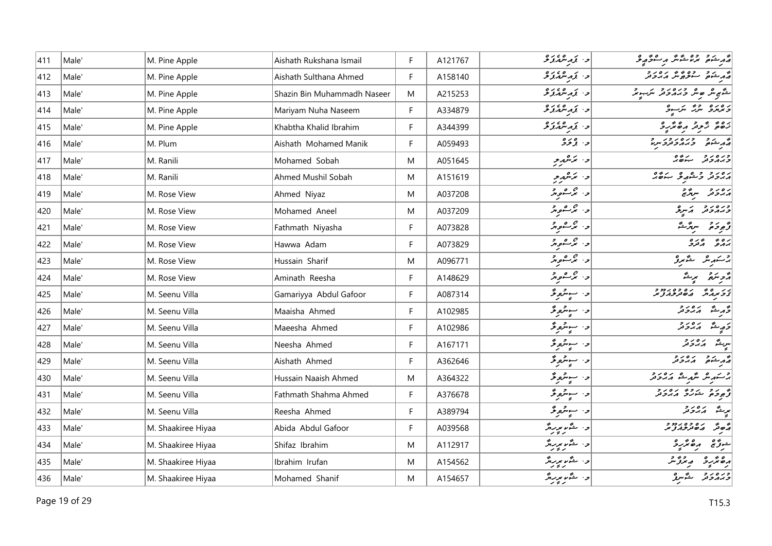| 411 | Male' | M. Pine Apple | Aishath Rukshana Ismail | F | A121767 | د· ﺑَﺎﺋِﻨْﺎﭘَﻞ | ﺃَﻣِﺸَﺎﺗُ ﺭُﻛْﺸَﺎﻧَﺎ ﺇِﺳْﻤَﺎﻋِﻴﻞ |
|---|---|---|---|---|---|---|---|
| 412 | Male' | M. Pine Apple | Aishath Sulthana Ahmed | F | A158140 | | |
| 413 | Male' | M. Pine Apple | Shazin Bin Muhammadh Naseer | M | A215253 | | |
| 414 | Male' | M. Pine Apple | Mariyam Nuha Naseem | F | A334879 | | |
| 415 | Male' | M. Pine Apple | Khabtha Khalid Ibrahim | F | A344399 | | |
| 416 | Male' | M. Plum | Aishath Mohamed Manik | F | A059493 | | |
| 417 | Male' | M. Ranili | Mohamed Sobah | M | A051645 | | |
| 418 | Male' | M. Ranili | Ahmed Mushil Sobah | M | A151619 | | |
| 419 | Male' | M. Rose View | Ahmed Niyaz | M | A037208 | | |
| 420 | Male' | M. Rose View | Mohamed Aneel | M | A037209 | | |
| 421 | Male' | M. Rose View | Fathmath Niyasha | F | A073828 | | |
| 422 | Male' | M. Rose View | Hawwa Adam | F | A073829 | | |
| 423 | Male' | M. Rose View | Hussain Sharif | M | A096771 | | |
| 424 | Male' | M. Rose View | Aminath Reesha | F | A148629 | | |
| 425 | Male' | M. Seenu Villa | Gamariyya Abdul Gafoor | F | A087314 | | |
| 426 | Male' | M. Seenu Villa | Maaisha Ahmed | F | A102985 | | |
| 427 | Male' | M. Seenu Villa | Maeesha Ahmed | F | A102986 | | |
| 428 | Male' | M. Seenu Villa | Neesha Ahmed | F | A167171 | | |
| 429 | Male' | M. Seenu Villa | Aishath Ahmed | F | A362646 | | |
| 430 | Male' | M. Seenu Villa | Hussain Naaish Ahmed | M | A364322 | | |
| 431 | Male' | M. Seenu Villa | Fathmath Shahma Ahmed | F | A376678 | | |
| 432 | Male' | M. Seenu Villa | Reesha Ahmed | F | A389794 | | |
| 433 | Male' | M. Shaakiree Hiyaa | Abida Abdul Gafoor | F | A039568 | | |
| 434 | Male' | M. Shaakiree Hiyaa | Shifaz Ibrahim | M | A112917 | | |
| 435 | Male' | M. Shaakiree Hiyaa | Ibrahim Irufan | M | A154562 | | |
| 436 | Male' | M. Shaakiree Hiyaa | Mohamed Shanif | M | A154657 | | |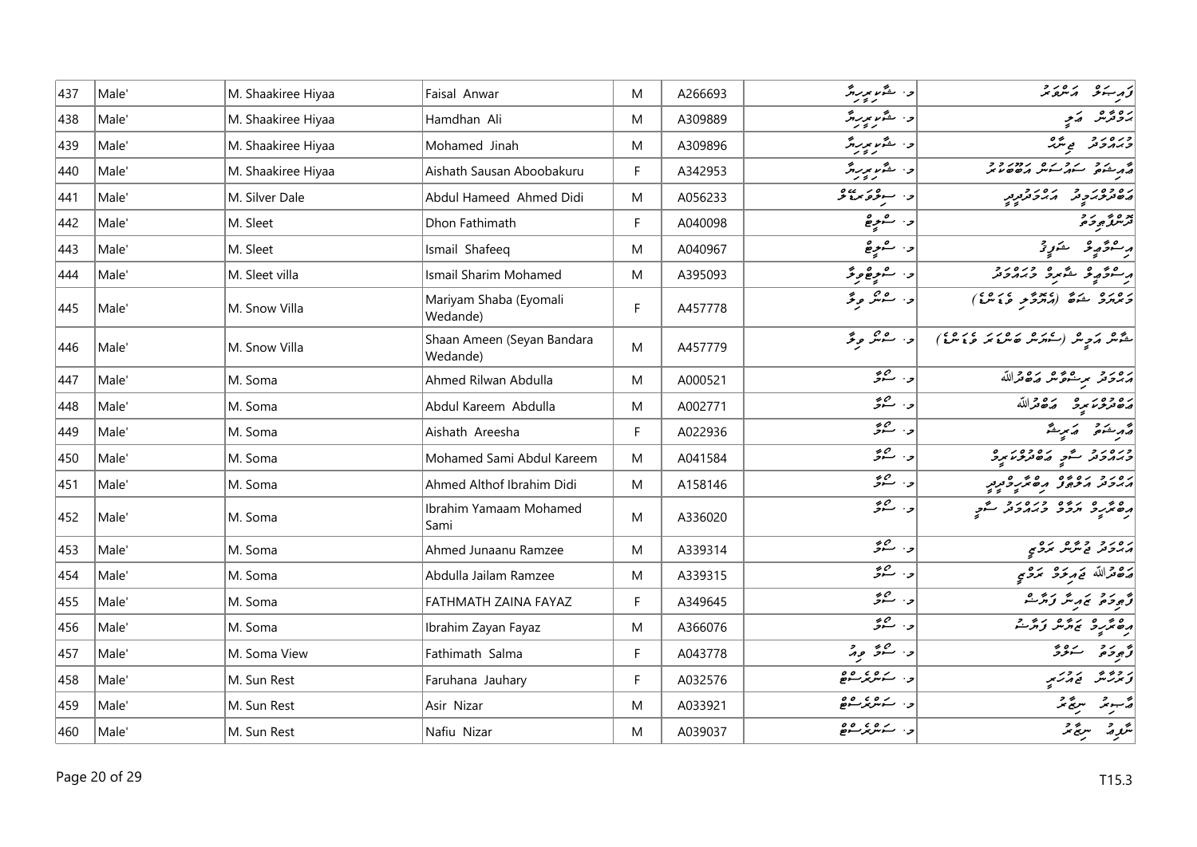| 437 | Male' | M. Shaakiree Hiyaa | Faisal Anwar | M | A266693 | މ. ޝާކިރީހިޔާ | ފައިސަލް އަންވަރ |
|---|---|---|---|---|---|---|---|
| 438 | Male' | M. Shaakiree Hiyaa | Hamdhan Ali | M | A309889 | މ. ޝާކިރީހިޔާ | ހަމްދާން އަލި |
| 439 | Male' | M. Shaakiree Hiyaa | Mohamed Jinah | M | A309896 | މ. ޝާކިރީހިޔާ | މުހައްމަދު ޖިނާހް |
| 440 | Male' | M. Shaakiree Hiyaa | Aishath Sausan Aboobakuru | F | A342953 | މ. ޝާކިރީހިޔާ | އާއިޝަތު ސައުސަން އަބޫބަކުރު |
| 441 | Male' | M. Silver Dale | Abdul Hameed Ahmed Didi | M | A056233 | މ. ސިލްވަރޑޭލް | އަބްދުލްހަމީދު އަޙްމަދުދީދީ |
| 442 | Male' | M. Sleet | Dhon Fathimath | F | A040098 | މ. ސްލީޓް | ދޮންފާތިމަތު |
| 443 | Male' | M. Sleet | Ismail Shafeeq | M | A040967 | މ. ސްލީޓް | އިސްމާއިލް ޝަފީޤު |
| 444 | Male' | M. Sleet villa | Ismail Sharim Mohamed | M | A395093 | މ. ސްލީޓްވިލާ | އިސްމާއިލް ޝާރިމް މުހައްމަދު |
| 445 | Male' | M. Snow Villa | Mariyam Shaba (Eyomali Wedande) | F | A457778 | މ. ސްނޯ ވިލާ | މަރިޔަމް ޝަބާ (އެޔޯމަލި ވެދަންޑެ) |
| 446 | Male' | M. Snow Villa | Shaan Ameen (Seyan Bandara Wedande) | M | A457779 | މ. ސްނޯ ވިލާ | ޝާން އަމީން (ސެޔަން ބަންޑަރަ ވެދަންޑެ) |
| 447 | Male' | M. Soma | Ahmed Rilwan Abdulla | M | A000521 | މ. ސޯމާ | އަޙްމަދު ރިލްވާން އަބްދުﷲ |
| 448 | Male' | M. Soma | Abdul Kareem Abdulla | M | A002771 | މ. ސޯމާ | އަބްދުލްކަރީމް އަބްދުﷲ |
| 449 | Male' | M. Soma | Aishath Areesha | F | A022936 | މ. ސޯމާ | އާއިޝަތު އަރީޝާ |
| 450 | Male' | M. Soma | Mohamed Sami Abdul Kareem | M | A041584 | މ. ސޯމާ | މުހައްމަދު ސާމީ އަބްދުލްކަރީމް |
| 451 | Male' | M. Soma | Ahmed Althof Ibrahim Didi | M | A158146 | މ. ސޯމާ | އަޙްމަދު އަލްތޮފް އިބްރާހީމްދީދީ |
| 452 | Male' | M. Soma | Ibrahim Yamaam Mohamed Sami | M | A336020 | މ. ސޯމާ | އިބްރާހީމް ޔަމާމް މުހައްމަދު ސާމީ |
| 453 | Male' | M. Soma | Ahmed Junaanu Ramzee | M | A339314 | މ. ސޯމާ | އަޙްމަދު ޖުނާނު ރަމްޒީ |
| 454 | Male' | M. Soma | Abdulla Jailam Ramzee | M | A339315 | މ. ސޯމާ | އަބްދުﷲ ޖައިލަމް ރަމްޒީ |
| 455 | Male' | M. Soma | FATHMATH ZAINA FAYAZ | F | A349645 | މ. ސޯމާ | ފާތިމަތު ޒައިނާ ފައްޔާޒް |
| 456 | Male' | M. Soma | Ibrahim Zayan Fayaz | M | A366076 | މ. ސޯމާ | އިބްރާހީމް ޒަޔާން ފައްޔާޒް |
| 457 | Male' | M. Soma View | Fathimath Salma | F | A043778 | މ. ސޯމާ ވިއު | ފާތިމަތު ސަލްމާ |
| 458 | Male' | M. Sun Rest | Faruhana Jauhary | F | A032576 | މ. ސަންރެސްޓް | ފަރުހާނާ ޖައުހަރީ |
| 459 | Male' | M. Sun Rest | Asir Nizar | M | A033921 | މ. ސަންރެސްޓް | އާސިރު ނިޒާރު |
| 460 | Male' | M. Sun Rest | Nafiu Nizar | M | A039037 | މ. ސަންރެސްޓް | ނާފިއު ނިޒާރު |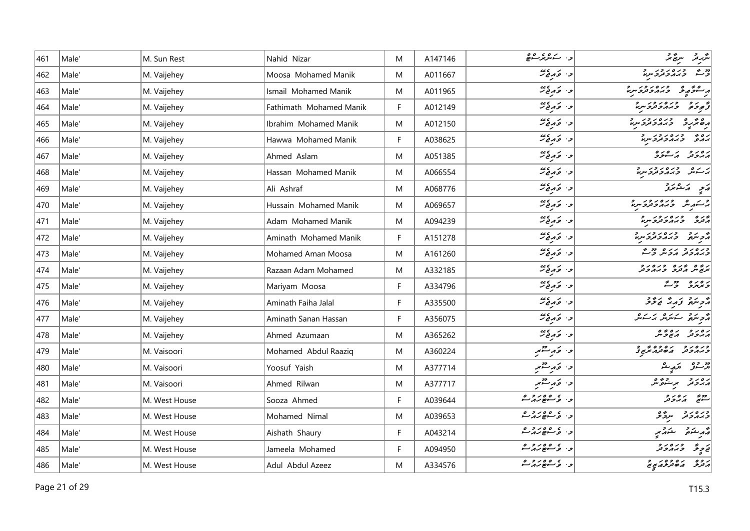| 461 | Male' | M. Sun Rest | Nahid Nizar | M | A147146 | މ. ސަންރެސްޓް | ނާހިދު ނިޒާރު |
|---|---|---|---|---|---|---|---|
| 462 | Male' | M. Vaijehey | Moosa Mohamed Manik | M | A011667 | މ. ވައިޖެހޭ | މޫސާ މުޙައްމަދުމަނިކު |
| 463 | Male' | M. Vaijehey | Ismail Mohamed Manik | M | A011965 | މ. ވައިޖެހޭ | އިސްމާޢީލް މުޙައްމަދުމަނިކު |
| 464 | Male' | M. Vaijehey | Fathimath Mohamed Manik | F | A012149 | މ. ވައިޖެހޭ | ފާތިމަތު މުޙައްމަދުމަނިކު |
| 465 | Male' | M. Vaijehey | Ibrahim Mohamed Manik | M | A012150 | މ. ވައިޖެހޭ | އިބްރާހީމް މުޙައްމަދުމަނިކު |
| 466 | Male' | M. Vaijehey | Hawwa Mohamed Manik | F | A038625 | މ. ވައިޖެހޭ | ހައްވާ މުޙައްމަދުމަނިކު |
| 467 | Male' | M. Vaijehey | Ahmed Aslam | M | A051385 | މ. ވައިޖެހޭ | އަޙްމަދު އަސްލަމް |
| 468 | Male' | M. Vaijehey | Hassan Mohamed Manik | M | A066554 | މ. ވައިޖެހޭ | ޙަސަން މުޙައްމަދުމަނިކު |
| 469 | Male' | M. Vaijehey | Ali Ashraf | M | A068776 | މ. ވައިޖެހޭ | ޢަލީ އަޝްރަފް |
| 470 | Male' | M. Vaijehey | Hussain Mohamed Manik | M | A069657 | މ. ވައިޖެހޭ | ޙުސައިން މުޙައްމަދުމަނިކު |
| 471 | Male' | M. Vaijehey | Adam Mohamed Manik | M | A094239 | މ. ވައިޖެހޭ | އާދަމް މުޙައްމަދުމަނިކު |
| 472 | Male' | M. Vaijehey | Aminath Mohamed Manik | F | A151278 | މ. ވައިޖެހޭ | އާމިނަތު މުޙައްމަދުމަނިކު |
| 473 | Male' | M. Vaijehey | Mohamed Aman Moosa | M | A161260 | މ. ވައިޖެހޭ | މުޙައްމަދު އަމަން މޫސާ |
| 474 | Male' | M. Vaijehey | Razaan Adam Mohamed | M | A332185 | މ. ވައިޖެހޭ | ރަޒާން އާދަމް މުޙައްމަދު |
| 475 | Male' | M. Vaijehey | Mariyam Moosa | F | A334796 | މ. ވައިޖެހޭ | މަރިޔަމް މޫސާ |
| 476 | Male' | M. Vaijehey | Aminath Faiha Jalal | F | A335500 | މ. ވައިޖެހޭ | އާމިނަތު ފައިހާ ޖަލާލް |
| 477 | Male' | M. Vaijehey | Aminath Sanan Hassan | F | A356075 | މ. ވައިޖެހޭ | އާމިނަތު ސަނަން ޙަސަން |
| 478 | Male' | M. Vaijehey | Ahmed Azumaan | M | A365262 | މ. ވައިޖެހޭ | އަޙްމަދު އަޒުމާން |
| 479 | Male' | M. Vaisoori | Mohamed Abdul Raaziq | M | A360224 | މ. ވައިސޫރި | މުޙައްމަދު އަބްދުއްރާޒިޤު |
| 480 | Male' | M. Vaisoori | Yoosuf Yaish | M | A377714 | މ. ވައިސޫރި | ޔޫސުފް ޔައިޝް |
| 481 | Male' | M. Vaisoori | Ahmed Rilwan | M | A377717 | މ. ވައިސޫރި | އަޙްމަދު ރިލްވާން |
| 482 | Male' | M. West House | Sooza Ahmed | F | A039644 | މ. ވެސްޓްހައުސް | ސޫޒާ އަޙްމަދު |
| 483 | Male' | M. West House | Mohamed Nimal | M | A039653 | މ. ވެސްޓްހައުސް | މުޙައްމަދު ނިމާލް |
| 484 | Male' | M. West House | Aishath Shaury | F | A043214 | މ. ވެސްޓްހައުސް | އާއިޝަތު ޝައުރީ |
| 485 | Male' | M. West House | Jameela Mohamed | F | A094950 | މ. ވެސްޓްހައުސް | ޖަމީލާ މުޙައްމަދު |
| 486 | Male' | M. West House | Adul Abdul Azeez | M | A334576 | މ. ވެސްޓްހައުސް | އަދުލް އަބްދުލްޢަޒީޒު |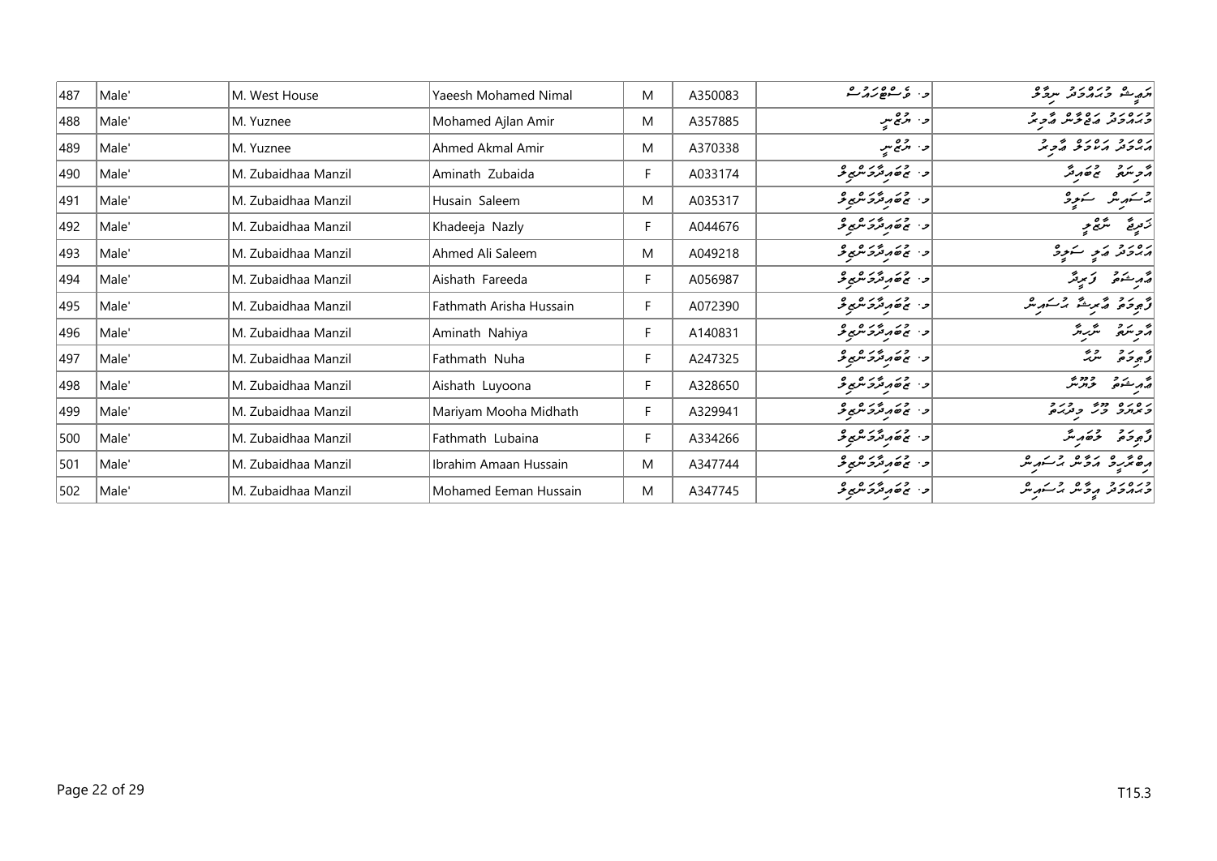| 487 | Male' | M. West House | Yaeesh Mohamed Nimal | M | A350083 | މ. ވެސްޓްހައުސް | ޔައީޝް މުހައްމަދު ނިމާލް |
|---|---|---|---|---|---|---|---|
| 488 | Male' | M. Yuznee | Mohamed Ajlan Amir | M | A357885 | މ. ޔޫޒްނީ | މުހައްމަދު އަޖްލާން އާމިރު |
| 489 | Male' | M. Yuznee | Ahmed Akmal Amir | M | A370338 | މ. ޔޫޒްނީ | އަޙްމަދު އަކްމަލް އާމިރު |
| 490 | Male' | M. Zubaidhaa Manzil | Aminath Zubaida | F | A033174 | މ. ޒުބައިދާމަންޒިލް | އާމިނަތު ޒުބައިދާ |
| 491 | Male' | M. Zubaidhaa Manzil | Husain Saleem | M | A035317 | މ. ޒުބައިދާމަންޒިލް | ހުސައިން ސަލީމް |
| 492 | Male' | M. Zubaidhaa Manzil | Khadeeja Nazly | F | A044676 | މ. ޒުބައިދާމަންޒިލް | ޚަދީޖާ ނާޒްލީ |
| 493 | Male' | M. Zubaidhaa Manzil | Ahmed Ali Saleem | M | A049218 | މ. ޒުބައިދާމަންޒިލް | އަޙްމަދު އަލީ ސަލީމް |
| 494 | Male' | M. Zubaidhaa Manzil | Aishath Fareeda | F | A056987 | މ. ޒުބައިދާމަންޒިލް | އާއިޝަތު ފަރީދާ |
| 495 | Male' | M. Zubaidhaa Manzil | Fathmath Arisha Hussain | F | A072390 | މ. ޒުބައިދާމަންޒިލް | ފާތިމަތު އާރިޝާ ހުސައިން |
| 496 | Male' | M. Zubaidhaa Manzil | Aminath Nahiya | F | A140831 | މ. ޒުބައިދާމަންޒިލް | އާމިނަތު ނާހިޔާ |
| 497 | Male' | M. Zubaidhaa Manzil | Fathmath Nuha | F | A247325 | މ. ޒުބައިދާމަންޒިލް | ފާތިމަތު ނުހާ |
| 498 | Male' | M. Zubaidhaa Manzil | Aishath Luyoona | F | A328650 | މ. ޒުބައިދާމަންޒިލް | އާއިޝަތު ލުޔޫނާ |
| 499 | Male' | M. Zubaidhaa Manzil | Mariyam Mooha Midhath | F | A329941 | މ. ޒުބައިދާމަންޒިލް | މަރިޔަމް މޫހާ މިދުޙަތު |
| 500 | Male' | M. Zubaidhaa Manzil | Fathmath Lubaina | F | A334266 | މ. ޒުބައިދާމަންޒިލް | ފާތިމަތު ލުބައިނާ |
| 501 | Male' | M. Zubaidhaa Manzil | Ibrahim Amaan Hussain | M | A347744 | މ. ޒުބައިދާމަންޒިލް | އިބްރާހީމް އަމާން ހުސައިން |
| 502 | Male' | M. Zubaidhaa Manzil | Mohamed Eeman Hussain | M | A347745 | މ. ޒުބައިދާމަންޒިލް | މުހައްމަދު އީމާން ހުސައިން |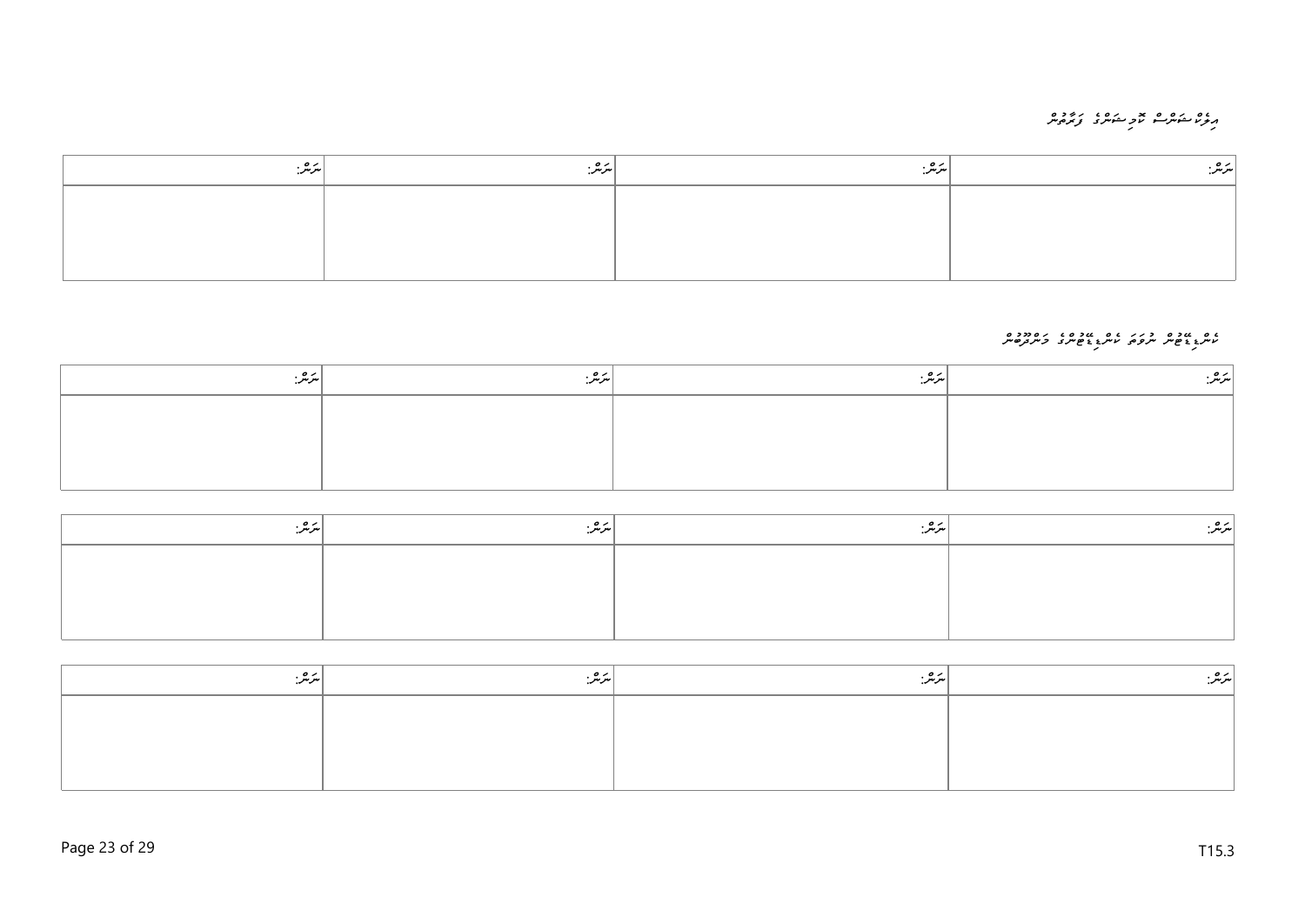ޢިލްމީ ސަނަދު ކާމިޔާބުވި ފަރާތްތައް

| ނަންބަރު: | ނަންބަރު: | ނަންބަރު: | ނަންބަރު: |
|---|---|---|---|
| | | | |

ކުރިއެއްޓަވާ ކަނޑައެޅިފައިވާ ކުދިންނަށް ދެވޭ މަރުކަޒުތަކުގެ

| ނަންބަރު: | ނަންބަރު: | ނަންބަރު: | ނަންބަރު: |
|---|---|---|---|
| | | | |

| ނަންބަރު: | ނަންބަރު: | ނަންބަރު: | ނަންބަރު: |
|---|---|---|---|
| | | | |

| ނަންބަރު: | ނަންބަރު: | ނަންބަރު: | ނަންބަރު: |
|---|---|---|---|
| | | | |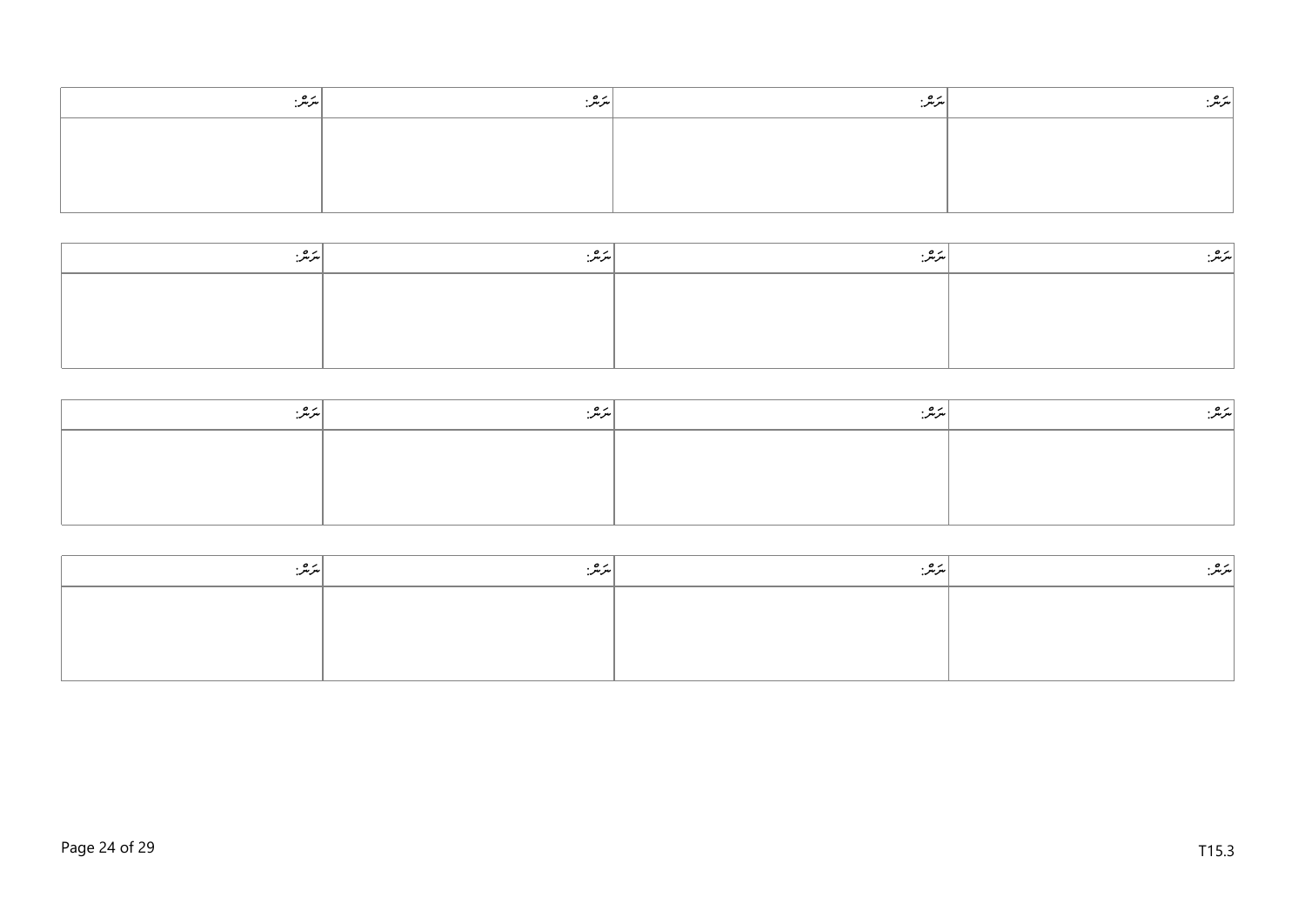| ޙަރަދު: | ޙަރަދު: | ޙަރަދު: | ޙަރަދު: |
| --- | --- | --- | --- |
| | | | |

| ޙަރަދު: | ޙަރަދު: | ޙަރަދު: | ޙަރަދު: |
| --- | --- | --- | --- |
| | | | |

| ޙަރަދު: | ޙަރަދު: | ޙަރަދު: | ޙަރަދު: |
| --- | --- | --- | --- |
| | | | |

| ޙަރަދު: | ޙަރަދު: | ޙަރަދު: | ޙަރަދު: |
| --- | --- | --- | --- |
| | | | |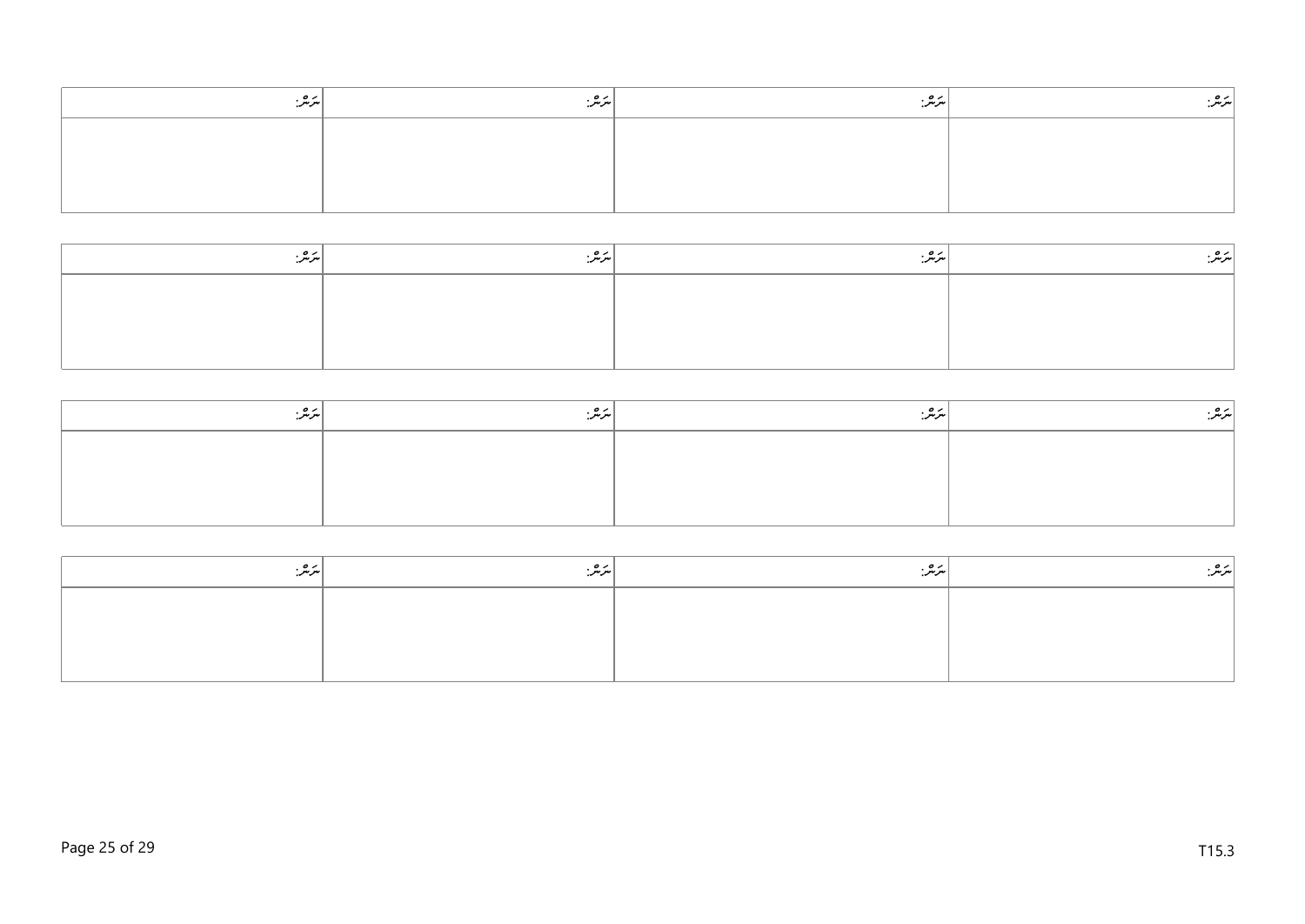| ނަރަށް: | ނަރަށް: | ނަރަށް: | ނަރަށް: |
|---|---|---|---|
| | | | |

| ނަރަށް: | ނަރަށް: | ނަރަށް: | ނަރަށް: |
|---|---|---|---|
| | | | |

| ނަރަށް: | ނަރަށް: | ނަރަށް: | ނަރަށް: |
|---|---|---|---|
| | | | |

| ނަރަށް: | ނަރަށް: | ނަރަށް: | ނަރަށް: |
|---|---|---|---|
| | | | |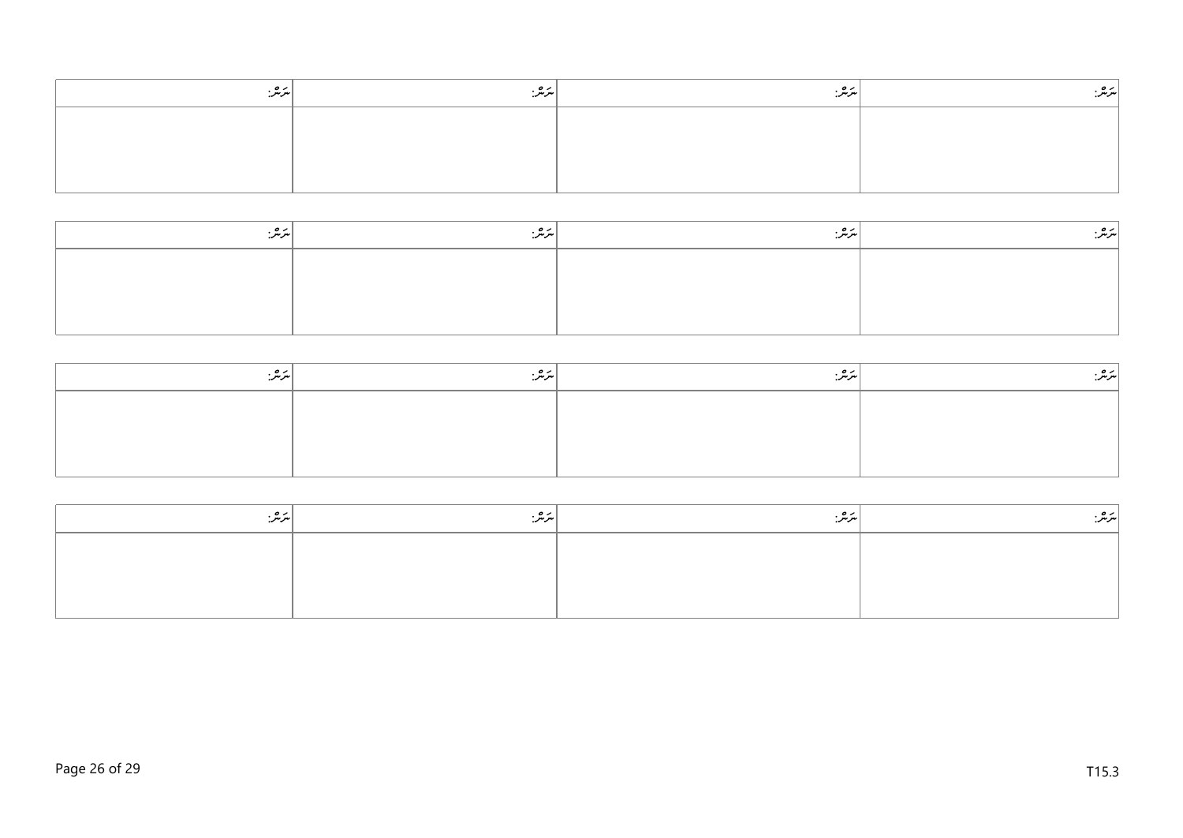| ނަރުދ: | ނަރުދ: | ނަރުދ: | ނަރުދ: |
| --- | --- | --- | --- |
| | | | |

| ނަރުދ: | ނަރުދ: | ނަރުދ: | ނަރުދ: |
| --- | --- | --- | --- |
| | | | |

| ނަރުދ: | ނަރުދ: | ނަރުދ: | ނަރުދ: |
| --- | --- | --- | --- |
| | | | |

| ނަރުދ: | ނަރުދ: | ނަރުދ: | ނަރުދ: |
| --- | --- | --- | --- |
| | | | |

T15.3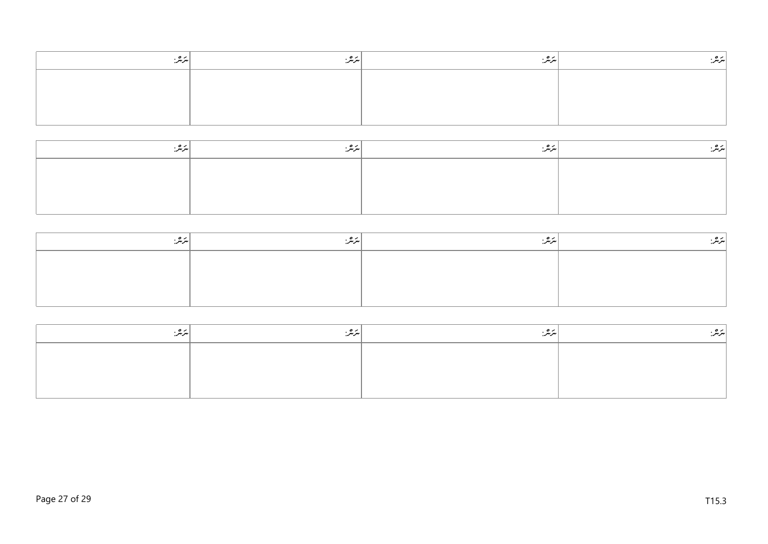| ނަރުދ: | ނަރުދ: | ނަރުދ: | ނަރުދ: |
| --- | --- | --- | --- |
| | | | |

| ނަރުދ: | ނަރުދ: | ނަރުދ: | ނަރުދ: |
| --- | --- | --- | --- |
| | | | |

| ނަރުދ: | ނަރުދ: | ނަރުދ: | ނަރުދ: |
| --- | --- | --- | --- |
| | | | |

| ނަރުދ: | ނަރުދ: | ނަރުދ: | ނަރުދ: |
| --- | --- | --- | --- |
| | | | |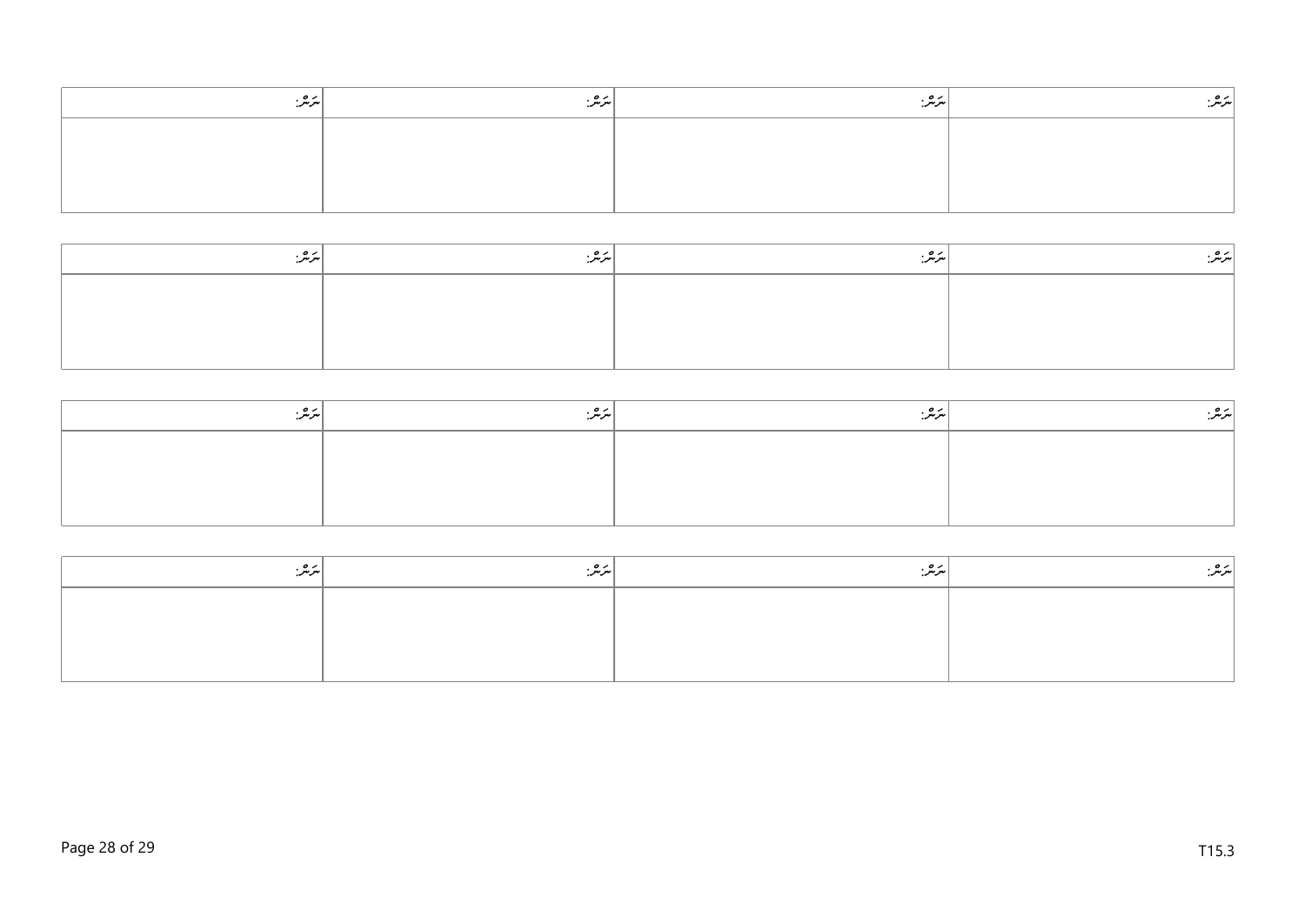| ىَرَىْر: | ىَرَىْر: | ىَرَىْر: | ىَرَىْر: |
|---|---|---|---|
| | | | |

| ىَرَىْر: | ىَرَىْر: | ىَرَىْر: | ىَرَىْر: |
|---|---|---|---|
| | | | |

| ىَرَىْر: | ىَرَىْر: | ىَرَىْر: | ىَرَىْر: |
|---|---|---|---|
| | | | |

| ىَرَىْر: | ىَرَىْر: | ىَرَىْر: | ىَرَىْر: |
|---|---|---|---|
| | | | |

T15.3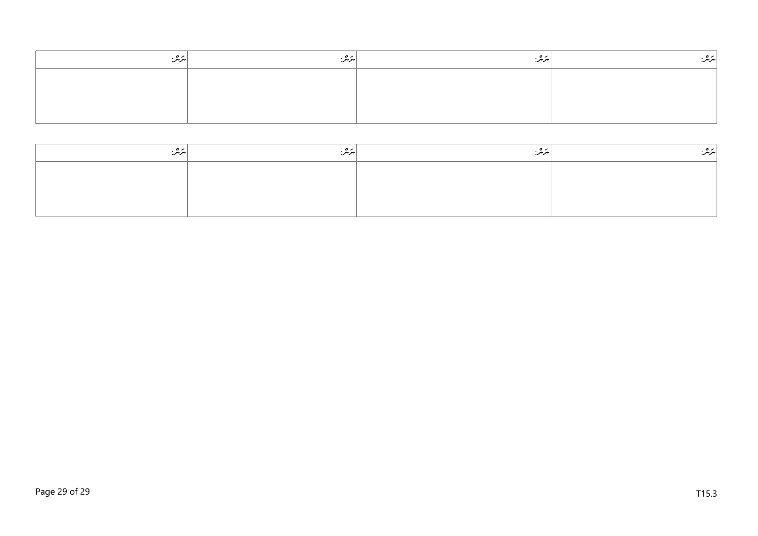| ނަރަށް: | ނަރަށް: | ނަރަށް: | ނަރަށް: |
| --- | --- | --- | --- |
| | | | |

| ނަރަށް: | ނަރަށް: | ނަރަށް: | ނަރަށް: |
| --- | --- | --- | --- |
| | | | |

T15.3